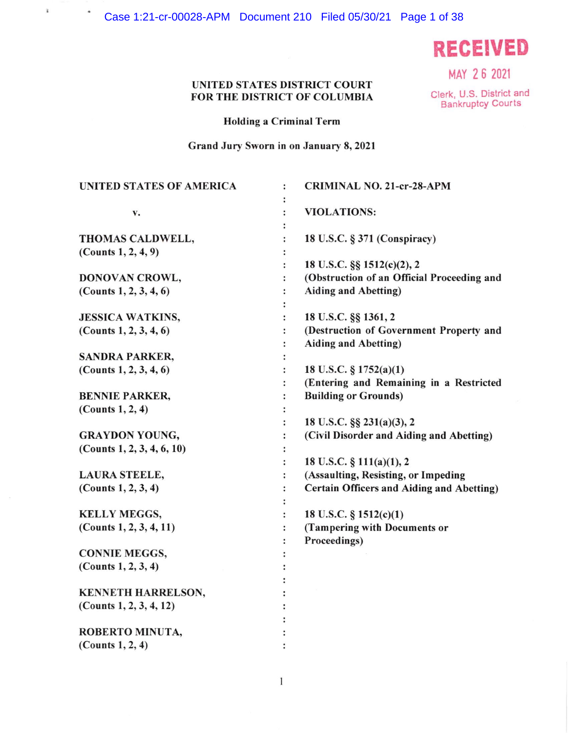RECEIVED

MAY 26 2021

Clerk, U.S. District and Bankruptcy Courts

**UNITED STATES DISTRICT COURT**
**FOR THE DISTRICT OF COLUMBIA**

**Holding a Criminal Term**

**Grand Jury Sworn in on January 8, 2021**

| | | |
|---|---|---|
| **UNITED STATES OF AMERICA** | : | **CRIMINAL NO. 21-cr-28-APM** |
| **v.** | : | **VIOLATIONS:** |
| **THOMAS CALDWELL, (Counts 1, 2, 4, 9)** | : | **18 U.S.C. § 371 (Conspiracy)** |
| **DONOVAN CROWL, (Counts 1, 2, 3, 4, 6)** | : | **18 U.S.C. §§ 1512(c)(2), 2 (Obstruction of an Official Proceeding and Aiding and Abetting)** |
| **JESSICA WATKINS, (Counts 1, 2, 3, 4, 6)** | : | **18 U.S.C. §§ 1361, 2 (Destruction of Government Property and Aiding and Abetting)** |
| **SANDRA PARKER, (Counts 1, 2, 3, 4, 6)** | : | **18 U.S.C. § 1752(a)(1) (Entering and Remaining in a Restricted Building or Grounds)** |
| **BENNIE PARKER, (Counts 1, 2, 4)** | : | |
| **GRAYDON YOUNG, (Counts 1, 2, 3, 4, 6, 10)** | : | **18 U.S.C. §§ 231(a)(3), 2 (Civil Disorder and Aiding and Abetting)** |
| **LAURA STEELE, (Counts 1, 2, 3, 4)** | : | **18 U.S.C. § 111(a)(1), 2 (Assaulting, Resisting, or Impeding Certain Officers and Aiding and Abetting)** |
| **KELLY MEGGS, (Counts 1, 2, 3, 4, 11)** | : | **18 U.S.C. § 1512(c)(1) (Tampering with Documents or Proceedings)** |
| **CONNIE MEGGS, (Counts 1, 2, 3, 4)** | : | |
| **KENNETH HARRELSON, (Counts 1, 2, 3, 4, 12)** | : | |
| **ROBERTO MINUTA, (Counts 1, 2, 4)** | : | |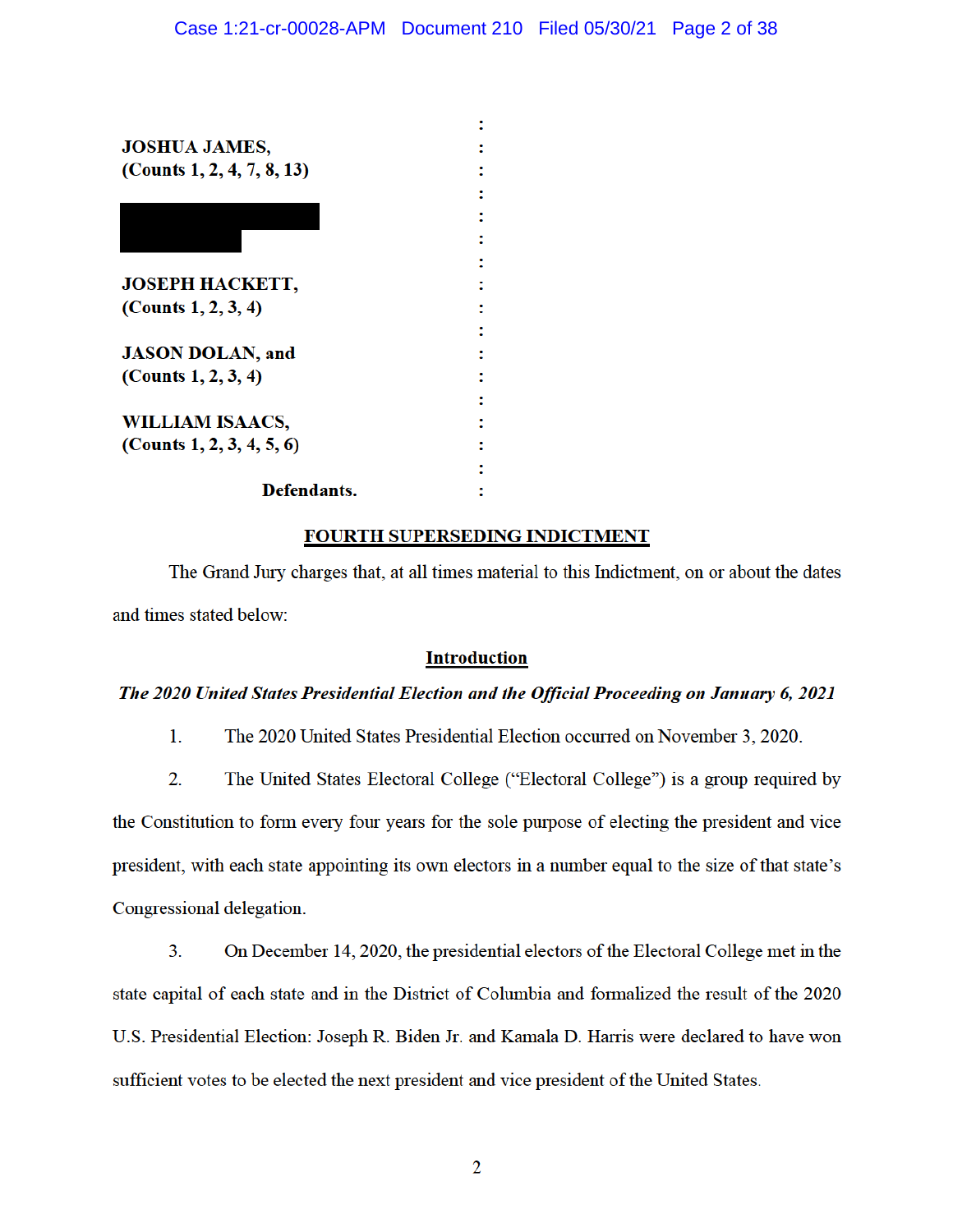**JOSHUA JAMES,**
**(Counts 1, 2, 4, 7, 8, 13)**

**JOSEPH HACKETT,**
**(Counts 1, 2, 3, 4)**

**JASON DOLAN, and**
**(Counts 1, 2, 3, 4)**

**WILLIAM ISAACS,**
**(Counts 1, 2, 3, 4, 5, 6)**

**Defendants.**

## FOURTH SUPERSEDING INDICTMENT

The Grand Jury charges that, at all times material to this Indictment, on or about the dates and times stated below:

### Introduction

***The 2020 United States Presidential Election and the Official Proceeding on January 6, 2021***

1. The 2020 United States Presidential Election occurred on November 3, 2020.

2. The United States Electoral College ("Electoral College") is a group required by the Constitution to form every four years for the sole purpose of electing the president and vice president, with each state appointing its own electors in a number equal to the size of that state's Congressional delegation.

3. On December 14, 2020, the presidential electors of the Electoral College met in the state capital of each state and in the District of Columbia and formalized the result of the 2020 U.S. Presidential Election: Joseph R. Biden Jr. and Kamala D. Harris were declared to have won sufficient votes to be elected the next president and vice president of the United States.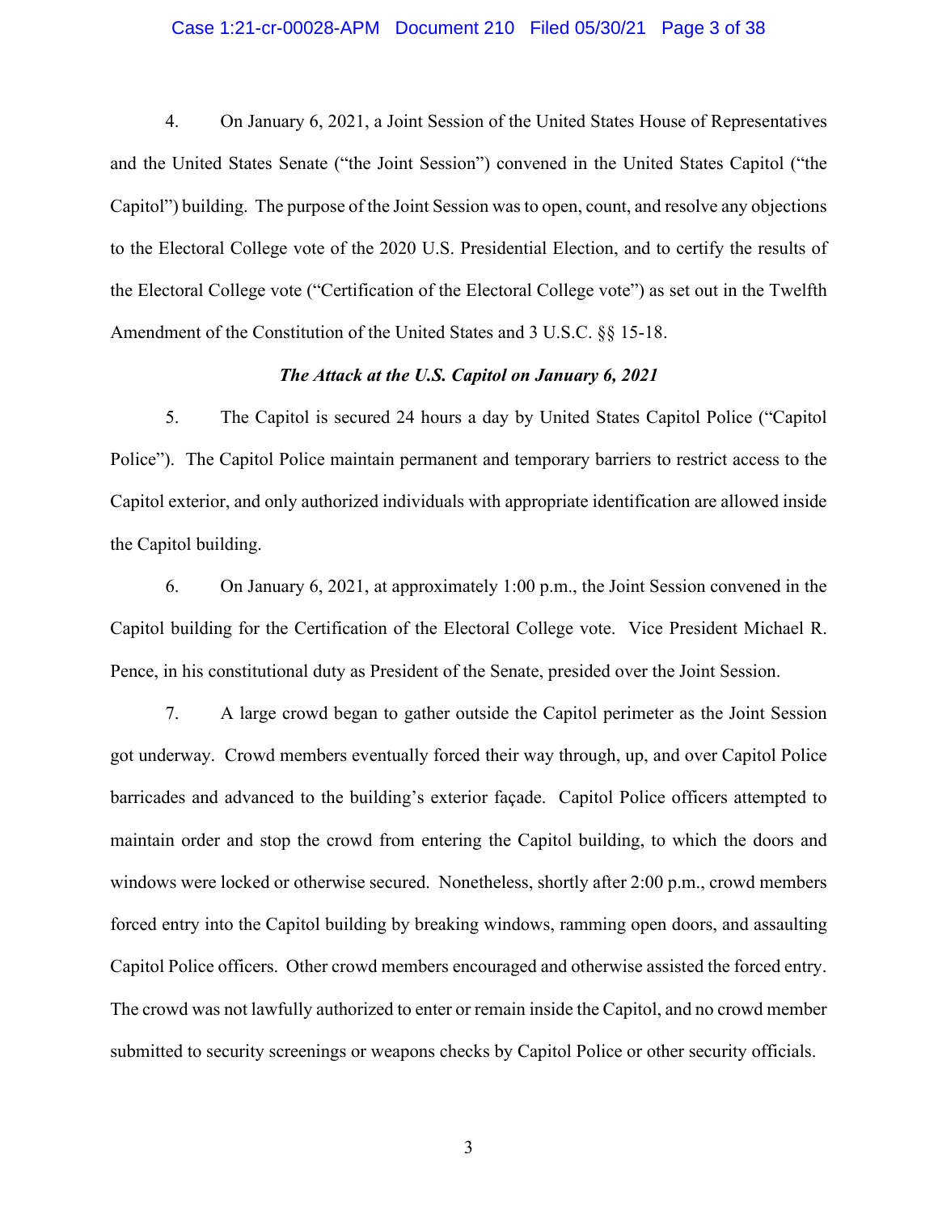4. On January 6, 2021, a Joint Session of the United States House of Representatives and the United States Senate ("the Joint Session") convened in the United States Capitol ("the Capitol") building. The purpose of the Joint Session was to open, count, and resolve any objections to the Electoral College vote of the 2020 U.S. Presidential Election, and to certify the results of the Electoral College vote ("Certification of the Electoral College vote") as set out in the Twelfth Amendment of the Constitution of the United States and 3 U.S.C. §§ 15-18.

### *The Attack at the U.S. Capitol on January 6, 2021*

5. The Capitol is secured 24 hours a day by United States Capitol Police ("Capitol Police"). The Capitol Police maintain permanent and temporary barriers to restrict access to the Capitol exterior, and only authorized individuals with appropriate identification are allowed inside the Capitol building.

6. On January 6, 2021, at approximately 1:00 p.m., the Joint Session convened in the Capitol building for the Certification of the Electoral College vote. Vice President Michael R. Pence, in his constitutional duty as President of the Senate, presided over the Joint Session.

7. A large crowd began to gather outside the Capitol perimeter as the Joint Session got underway. Crowd members eventually forced their way through, up, and over Capitol Police barricades and advanced to the building's exterior façade. Capitol Police officers attempted to maintain order and stop the crowd from entering the Capitol building, to which the doors and windows were locked or otherwise secured. Nonetheless, shortly after 2:00 p.m., crowd members forced entry into the Capitol building by breaking windows, ramming open doors, and assaulting Capitol Police officers. Other crowd members encouraged and otherwise assisted the forced entry. The crowd was not lawfully authorized to enter or remain inside the Capitol, and no crowd member submitted to security screenings or weapons checks by Capitol Police or other security officials.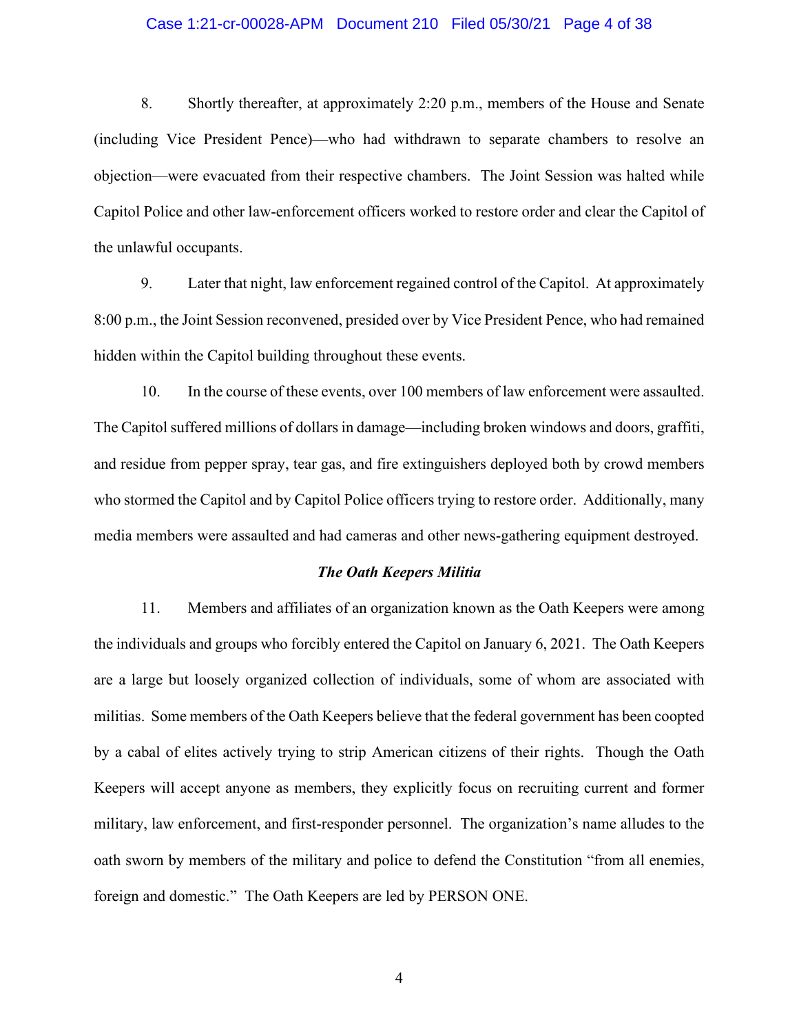8. Shortly thereafter, at approximately 2:20 p.m., members of the House and Senate (including Vice President Pence)—who had withdrawn to separate chambers to resolve an objection—were evacuated from their respective chambers. The Joint Session was halted while Capitol Police and other law-enforcement officers worked to restore order and clear the Capitol of the unlawful occupants.

9. Later that night, law enforcement regained control of the Capitol. At approximately 8:00 p.m., the Joint Session reconvened, presided over by Vice President Pence, who had remained hidden within the Capitol building throughout these events.

10. In the course of these events, over 100 members of law enforcement were assaulted. The Capitol suffered millions of dollars in damage—including broken windows and doors, graffiti, and residue from pepper spray, tear gas, and fire extinguishers deployed both by crowd members who stormed the Capitol and by Capitol Police officers trying to restore order. Additionally, many media members were assaulted and had cameras and other news-gathering equipment destroyed.

***The Oath Keepers Militia***

11. Members and affiliates of an organization known as the Oath Keepers were among the individuals and groups who forcibly entered the Capitol on January 6, 2021. The Oath Keepers are a large but loosely organized collection of individuals, some of whom are associated with militias. Some members of the Oath Keepers believe that the federal government has been coopted by a cabal of elites actively trying to strip American citizens of their rights. Though the Oath Keepers will accept anyone as members, they explicitly focus on recruiting current and former military, law enforcement, and first-responder personnel. The organization's name alludes to the oath sworn by members of the military and police to defend the Constitution "from all enemies, foreign and domestic." The Oath Keepers are led by PERSON ONE.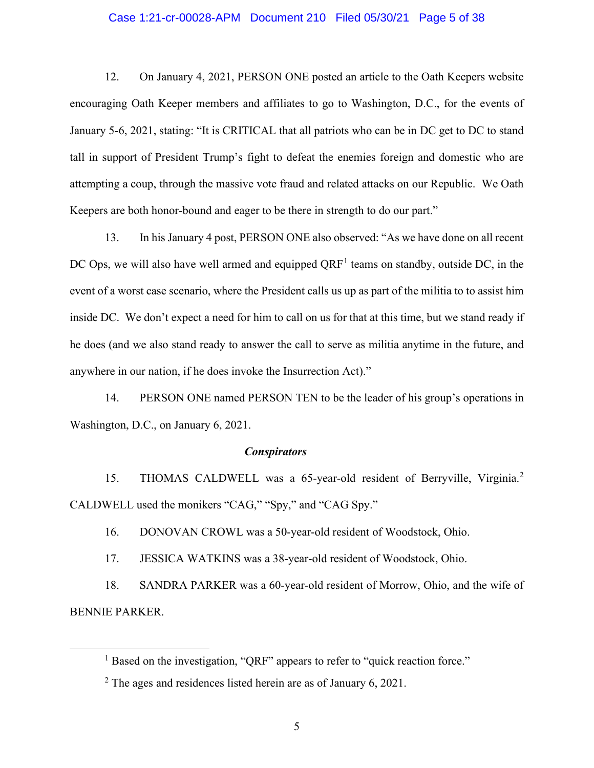12. On January 4, 2021, PERSON ONE posted an article to the Oath Keepers website encouraging Oath Keeper members and affiliates to go to Washington, D.C., for the events of January 5-6, 2021, stating: "It is CRITICAL that all patriots who can be in DC get to DC to stand tall in support of President Trump's fight to defeat the enemies foreign and domestic who are attempting a coup, through the massive vote fraud and related attacks on our Republic. We Oath Keepers are both honor-bound and eager to be there in strength to do our part."

13. In his January 4 post, PERSON ONE also observed: "As we have done on all recent DC Ops, we will also have well armed and equipped QRF[1] teams on standby, outside DC, in the event of a worst case scenario, where the President calls us up as part of the militia to to assist him inside DC. We don't expect a need for him to call on us for that at this time, but we stand ready if he does (and we also stand ready to answer the call to serve as militia anytime in the future, and anywhere in our nation, if he does invoke the Insurrection Act)."

14. PERSON ONE named PERSON TEN to be the leader of his group's operations in Washington, D.C., on January 6, 2021.

### *Conspirators*

15. THOMAS CALDWELL was a 65-year-old resident of Berryville, Virginia.[2] CALDWELL used the monikers "CAG," "Spy," and "CAG Spy."

16. DONOVAN CROWL was a 50-year-old resident of Woodstock, Ohio.

17. JESSICA WATKINS was a 38-year-old resident of Woodstock, Ohio.

18. SANDRA PARKER was a 60-year-old resident of Morrow, Ohio, and the wife of BENNIE PARKER.

---

[1] Based on the investigation, "QRF" appears to refer to "quick reaction force."

[2] The ages and residences listed herein are as of January 6, 2021.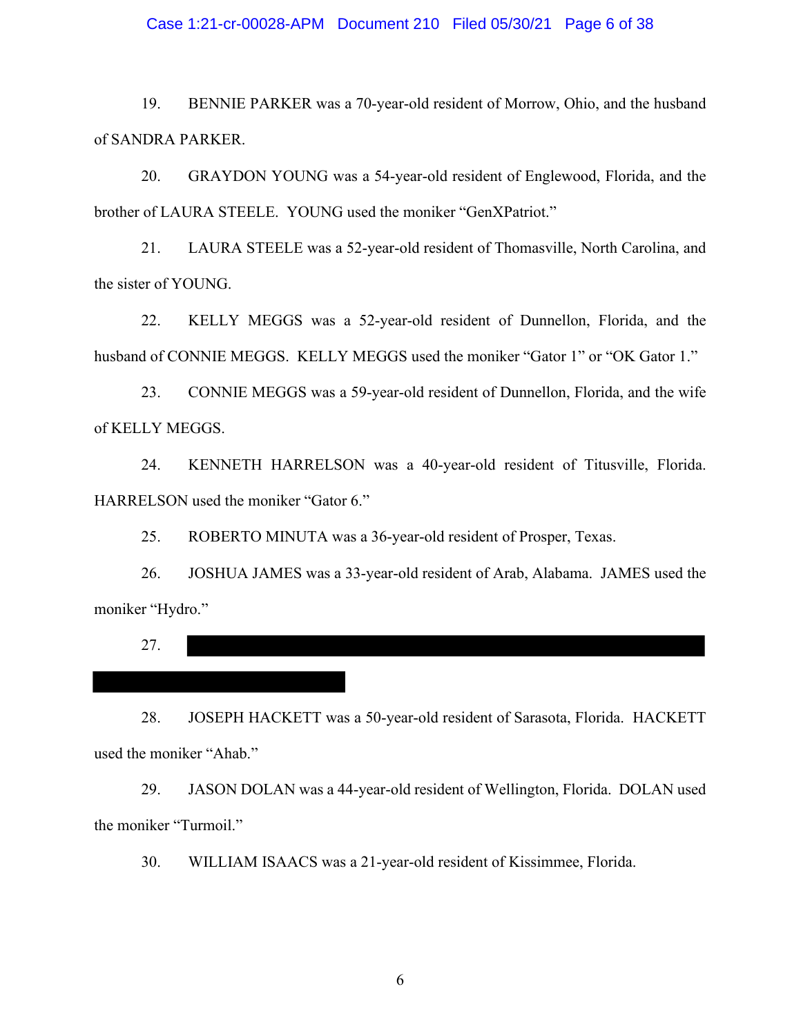19. BENNIE PARKER was a 70-year-old resident of Morrow, Ohio, and the husband of SANDRA PARKER.

20. GRAYDON YOUNG was a 54-year-old resident of Englewood, Florida, and the brother of LAURA STEELE. YOUNG used the moniker "GenXPatriot."

21. LAURA STEELE was a 52-year-old resident of Thomasville, North Carolina, and the sister of YOUNG.

22. KELLY MEGGS was a 52-year-old resident of Dunnellon, Florida, and the husband of CONNIE MEGGS. KELLY MEGGS used the moniker "Gator 1" or "OK Gator 1."

23. CONNIE MEGGS was a 59-year-old resident of Dunnellon, Florida, and the wife of KELLY MEGGS.

24. KENNETH HARRELSON was a 40-year-old resident of Titusville, Florida. HARRELSON used the moniker "Gator 6."

25. ROBERTO MINUTA was a 36-year-old resident of Prosper, Texas.

26. JOSHUA JAMES was a 33-year-old resident of Arab, Alabama. JAMES used the moniker "Hydro."

27. [REDACTED]

28. JOSEPH HACKETT was a 50-year-old resident of Sarasota, Florida. HACKETT used the moniker "Ahab."

29. JASON DOLAN was a 44-year-old resident of Wellington, Florida. DOLAN used the moniker "Turmoil."

30. WILLIAM ISAACS was a 21-year-old resident of Kissimmee, Florida.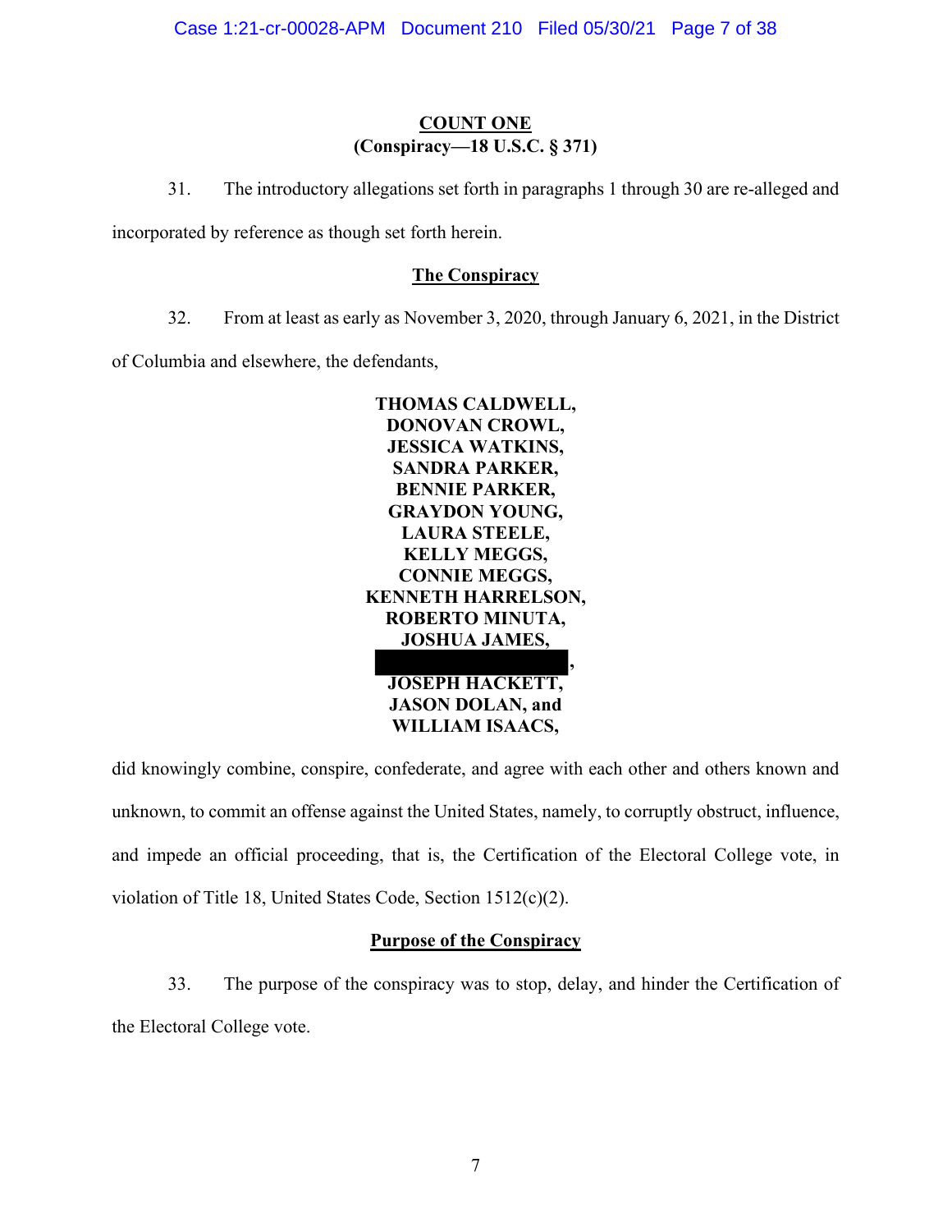## COUNT ONE

**(Conspiracy—18 U.S.C. § 371)**

31. The introductory allegations set forth in paragraphs 1 through 30 are re-alleged and incorporated by reference as though set forth herein.

### The Conspiracy

32. From at least as early as November 3, 2020, through January 6, 2021, in the District of Columbia and elsewhere, the defendants,

**THOMAS CALDWELL,**
**DONOVAN CROWL,**
**JESSICA WATKINS,**
**SANDRA PARKER,**
**BENNIE PARKER,**
**GRAYDON YOUNG,**
**LAURA STEELE,**
**KELLY MEGGS,**
**CONNIE MEGGS,**
**KENNETH HARRELSON,**
**ROBERTO MINUTA,**
**JOSHUA JAMES,**
**[REDACTED],**
**JOSEPH HACKETT,**
**JASON DOLAN, and**
**WILLIAM ISAACS,**

did knowingly combine, conspire, confederate, and agree with each other and others known and unknown, to commit an offense against the United States, namely, to corruptly obstruct, influence, and impede an official proceeding, that is, the Certification of the Electoral College vote, in violation of Title 18, United States Code, Section 1512(c)(2).

### Purpose of the Conspiracy

33. The purpose of the conspiracy was to stop, delay, and hinder the Certification of the Electoral College vote.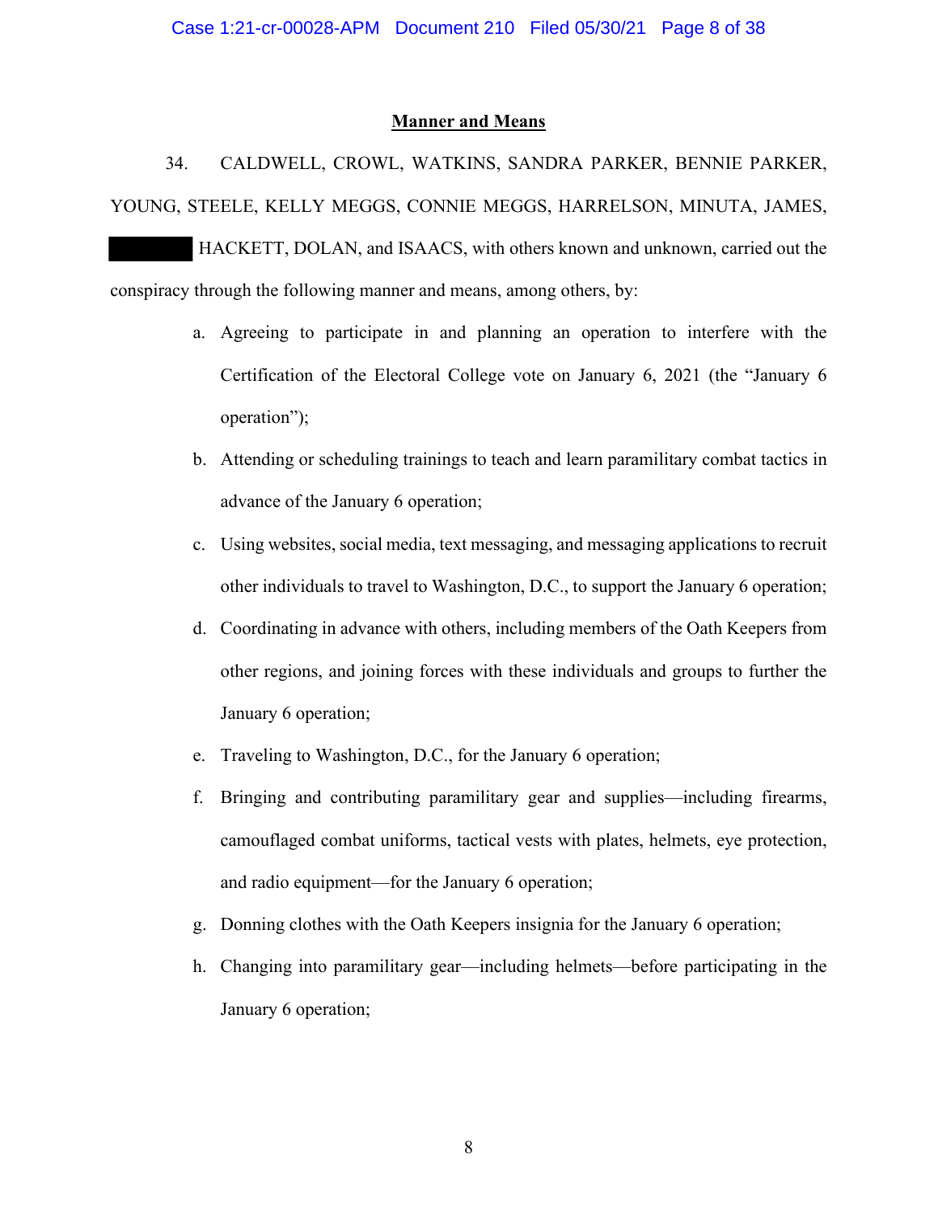## Manner and Means

34. CALDWELL, CROWL, WATKINS, SANDRA PARKER, BENNIE PARKER, YOUNG, STEELE, KELLY MEGGS, CONNIE MEGGS, HARRELSON, MINUTA, JAMES, ██████ HACKETT, DOLAN, and ISAACS, with others known and unknown, carried out the conspiracy through the following manner and means, among others, by:

a. Agreeing to participate in and planning an operation to interfere with the Certification of the Electoral College vote on January 6, 2021 (the "January 6 operation");

b. Attending or scheduling trainings to teach and learn paramilitary combat tactics in advance of the January 6 operation;

c. Using websites, social media, text messaging, and messaging applications to recruit other individuals to travel to Washington, D.C., to support the January 6 operation;

d. Coordinating in advance with others, including members of the Oath Keepers from other regions, and joining forces with these individuals and groups to further the January 6 operation;

e. Traveling to Washington, D.C., for the January 6 operation;

f. Bringing and contributing paramilitary gear and supplies—including firearms, camouflaged combat uniforms, tactical vests with plates, helmets, eye protection, and radio equipment—for the January 6 operation;

g. Donning clothes with the Oath Keepers insignia for the January 6 operation;

h. Changing into paramilitary gear—including helmets—before participating in the January 6 operation;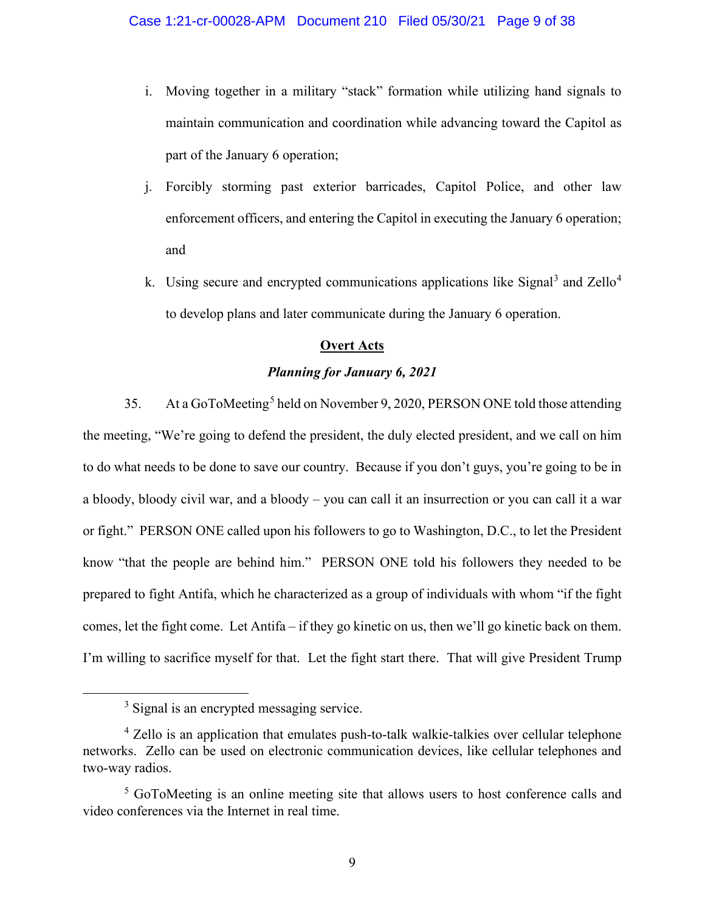i. Moving together in a military "stack" formation while utilizing hand signals to maintain communication and coordination while advancing toward the Capitol as part of the January 6 operation;

j. Forcibly storming past exterior barricades, Capitol Police, and other law enforcement officers, and entering the Capitol in executing the January 6 operation; and

k. Using secure and encrypted communications applications like Signal[3] and Zello[4] to develop plans and later communicate during the January 6 operation.

## Overt Acts

### *Planning for January 6, 2021*

35. At a GoToMeeting[5] held on November 9, 2020, PERSON ONE told those attending the meeting, "We're going to defend the president, the duly elected president, and we call on him to do what needs to be done to save our country. Because if you don't guys, you're going to be in a bloody, bloody civil war, and a bloody – you can call it an insurrection or you can call it a war or fight." PERSON ONE called upon his followers to go to Washington, D.C., to let the President know "that the people are behind him." PERSON ONE told his followers they needed to be prepared to fight Antifa, which he characterized as a group of individuals with whom "if the fight comes, let the fight come. Let Antifa – if they go kinetic on us, then we'll go kinetic back on them. I'm willing to sacrifice myself for that. Let the fight start there. That will give President Trump

---

[3] Signal is an encrypted messaging service.

[4] Zello is an application that emulates push-to-talk walkie-talkies over cellular telephone networks. Zello can be used on electronic communication devices, like cellular telephones and two-way radios.

[5] GoToMeeting is an online meeting site that allows users to host conference calls and video conferences via the Internet in real time.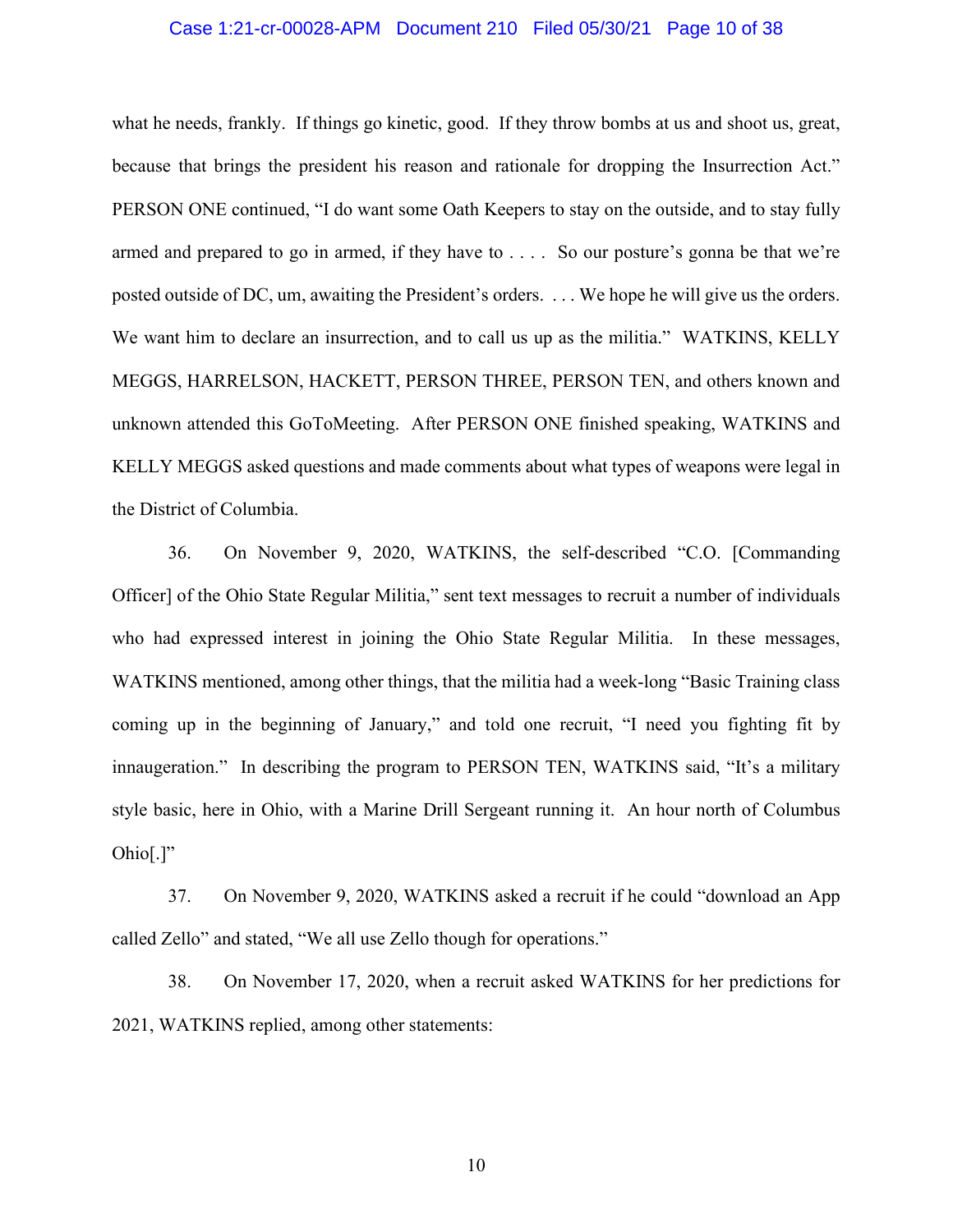what he needs, frankly. If things go kinetic, good. If they throw bombs at us and shoot us, great, because that brings the president his reason and rationale for dropping the Insurrection Act." PERSON ONE continued, "I do want some Oath Keepers to stay on the outside, and to stay fully armed and prepared to go in armed, if they have to . . . . So our posture's gonna be that we're posted outside of DC, um, awaiting the President's orders. . . . We hope he will give us the orders. We want him to declare an insurrection, and to call us up as the militia." WATKINS, KELLY MEGGS, HARRELSON, HACKETT, PERSON THREE, PERSON TEN, and others known and unknown attended this GoToMeeting. After PERSON ONE finished speaking, WATKINS and KELLY MEGGS asked questions and made comments about what types of weapons were legal in the District of Columbia.

36. On November 9, 2020, WATKINS, the self-described "C.O. [Commanding Officer] of the Ohio State Regular Militia," sent text messages to recruit a number of individuals who had expressed interest in joining the Ohio State Regular Militia. In these messages, WATKINS mentioned, among other things, that the militia had a week-long "Basic Training class coming up in the beginning of January," and told one recruit, "I need you fighting fit by innaugeration." In describing the program to PERSON TEN, WATKINS said, "It's a military style basic, here in Ohio, with a Marine Drill Sergeant running it. An hour north of Columbus Ohio[.]"

37. On November 9, 2020, WATKINS asked a recruit if he could "download an App called Zello" and stated, "We all use Zello though for operations."

38. On November 17, 2020, when a recruit asked WATKINS for her predictions for 2021, WATKINS replied, among other statements: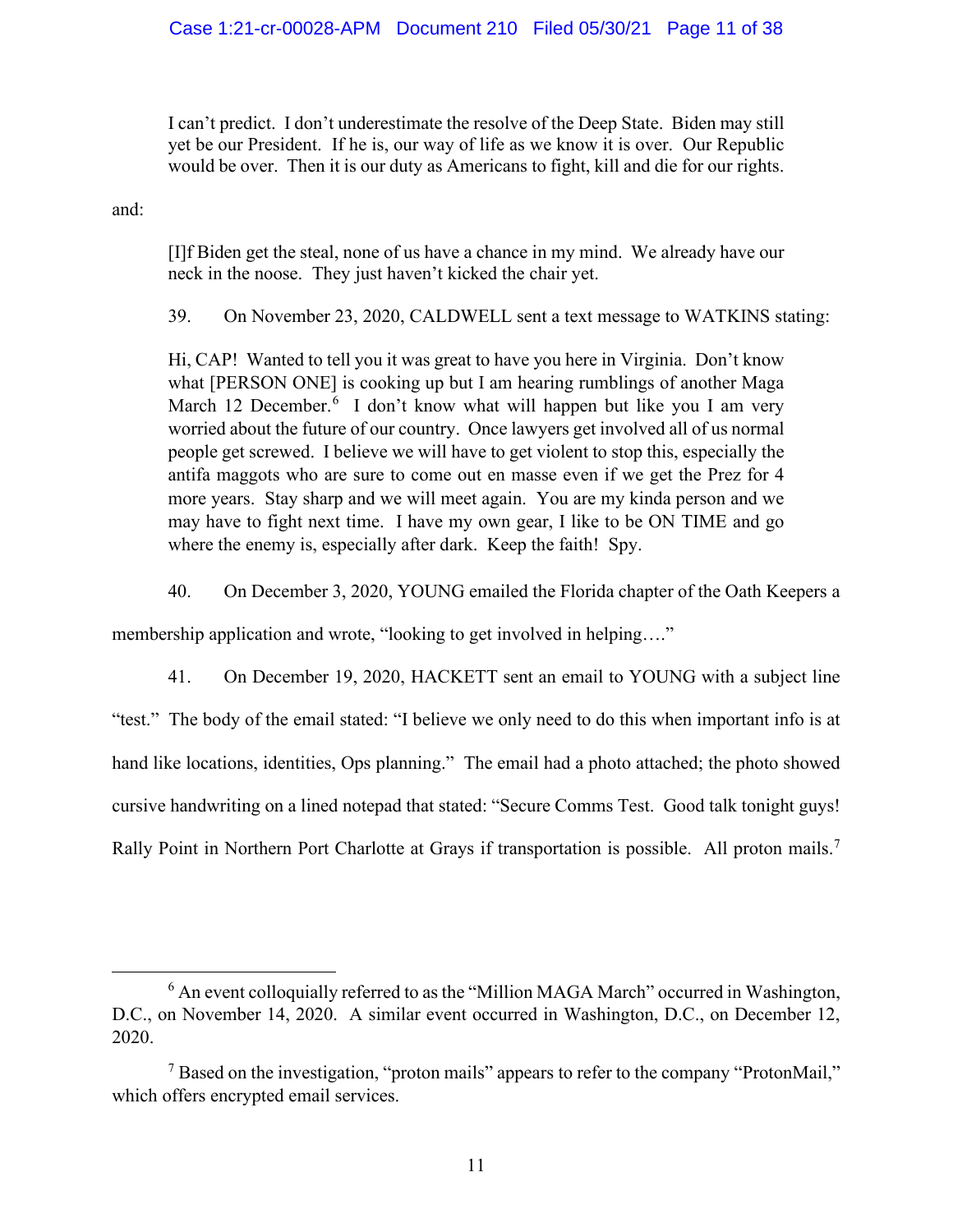> I can't predict. I don't underestimate the resolve of the Deep State. Biden may still yet be our President. If he is, our way of life as we know it is over. Our Republic would be over. Then it is our duty as Americans to fight, kill and die for our rights.

and:

> [I]f Biden get the steal, none of us have a chance in my mind. We already have our neck in the noose. They just haven't kicked the chair yet.

39. On November 23, 2020, CALDWELL sent a text message to WATKINS stating:

> Hi, CAP! Wanted to tell you it was great to have you here in Virginia. Don't know what [PERSON ONE] is cooking up but I am hearing rumblings of another Maga March 12 December.[6] I don't know what will happen but like you I am very worried about the future of our country. Once lawyers get involved all of us normal people get screwed. I believe we will have to get violent to stop this, especially the antifa maggots who are sure to come out en masse even if we get the Prez for 4 more years. Stay sharp and we will meet again. You are my kinda person and we may have to fight next time. I have my own gear, I like to be ON TIME and go where the enemy is, especially after dark. Keep the faith! Spy.

40. On December 3, 2020, YOUNG emailed the Florida chapter of the Oath Keepers a membership application and wrote, "looking to get involved in helping…."

41. On December 19, 2020, HACKETT sent an email to YOUNG with a subject line "test." The body of the email stated: "I believe we only need to do this when important info is at hand like locations, identities, Ops planning." The email had a photo attached; the photo showed cursive handwriting on a lined notepad that stated: "Secure Comms Test. Good talk tonight guys! Rally Point in Northern Port Charlotte at Grays if transportation is possible. All proton mails.[7]

---

[6] An event colloquially referred to as the "Million MAGA March" occurred in Washington, D.C., on November 14, 2020. A similar event occurred in Washington, D.C., on December 12, 2020.

[7] Based on the investigation, "proton mails" appears to refer to the company "ProtonMail," which offers encrypted email services.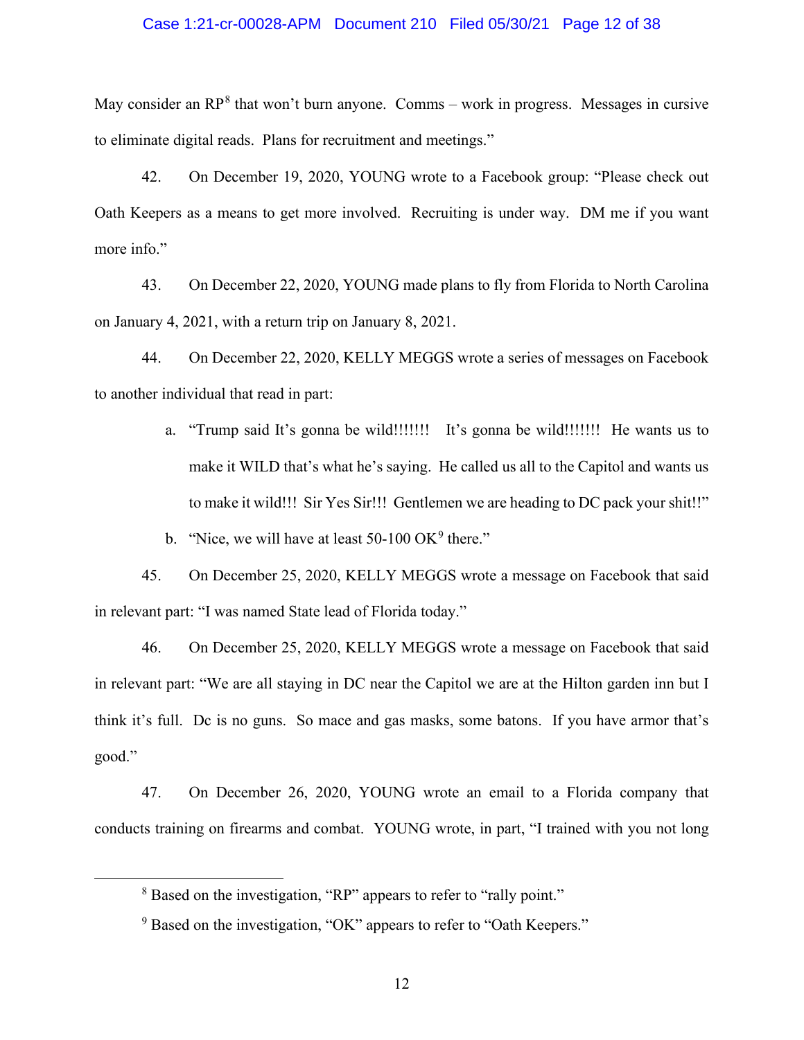May consider an RP[8] that won't burn anyone. Comms – work in progress. Messages in cursive to eliminate digital reads. Plans for recruitment and meetings."

42. On December 19, 2020, YOUNG wrote to a Facebook group: "Please check out Oath Keepers as a means to get more involved. Recruiting is under way. DM me if you want more info."

43. On December 22, 2020, YOUNG made plans to fly from Florida to North Carolina on January 4, 2021, with a return trip on January 8, 2021.

44. On December 22, 2020, KELLY MEGGS wrote a series of messages on Facebook to another individual that read in part:

a. "Trump said It's gonna be wild!!!!!!! It's gonna be wild!!!!!!! He wants us to make it WILD that's what he's saying. He called us all to the Capitol and wants us to make it wild!!! Sir Yes Sir!!! Gentlemen we are heading to DC pack your shit!!"

b. "Nice, we will have at least 50-100 OK[9] there."

45. On December 25, 2020, KELLY MEGGS wrote a message on Facebook that said in relevant part: "I was named State lead of Florida today."

46. On December 25, 2020, KELLY MEGGS wrote a message on Facebook that said in relevant part: "We are all staying in DC near the Capitol we are at the Hilton garden inn but I think it's full. Dc is no guns. So mace and gas masks, some batons. If you have armor that's good."

47. On December 26, 2020, YOUNG wrote an email to a Florida company that conducts training on firearms and combat. YOUNG wrote, in part, "I trained with you not long

[8] Based on the investigation, "RP" appears to refer to "rally point."

[9] Based on the investigation, "OK" appears to refer to "Oath Keepers."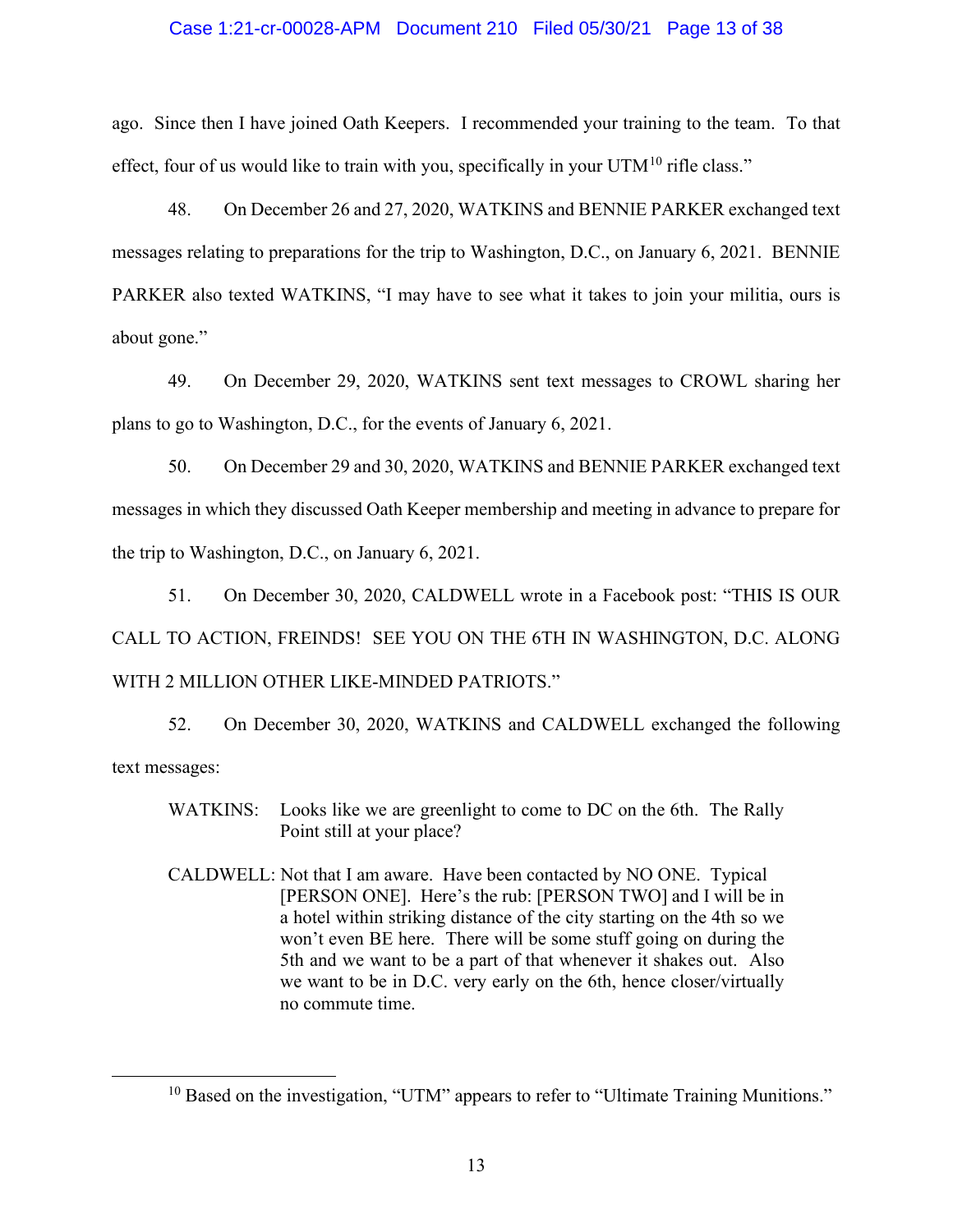ago. Since then I have joined Oath Keepers. I recommended your training to the team. To that effect, four of us would like to train with you, specifically in your UTM[10] rifle class."

48. On December 26 and 27, 2020, WATKINS and BENNIE PARKER exchanged text messages relating to preparations for the trip to Washington, D.C., on January 6, 2021. BENNIE PARKER also texted WATKINS, "I may have to see what it takes to join your militia, ours is about gone."

49. On December 29, 2020, WATKINS sent text messages to CROWL sharing her plans to go to Washington, D.C., for the events of January 6, 2021.

50. On December 29 and 30, 2020, WATKINS and BENNIE PARKER exchanged text messages in which they discussed Oath Keeper membership and meeting in advance to prepare for the trip to Washington, D.C., on January 6, 2021.

51. On December 30, 2020, CALDWELL wrote in a Facebook post: "THIS IS OUR CALL TO ACTION, FREINDS! SEE YOU ON THE 6TH IN WASHINGTON, D.C. ALONG WITH 2 MILLION OTHER LIKE-MINDED PATRIOTS."

52. On December 30, 2020, WATKINS and CALDWELL exchanged the following text messages:

> WATKINS: Looks like we are greenlight to come to DC on the 6th. The Rally Point still at your place?
>
> CALDWELL: Not that I am aware. Have been contacted by NO ONE. Typical [PERSON ONE]. Here's the rub: [PERSON TWO] and I will be in a hotel within striking distance of the city starting on the 4th so we won't even BE here. There will be some stuff going on during the 5th and we want to be a part of that whenever it shakes out. Also we want to be in D.C. very early on the 6th, hence closer/virtually no commute time.

---

[10] Based on the investigation, "UTM" appears to refer to "Ultimate Training Munitions."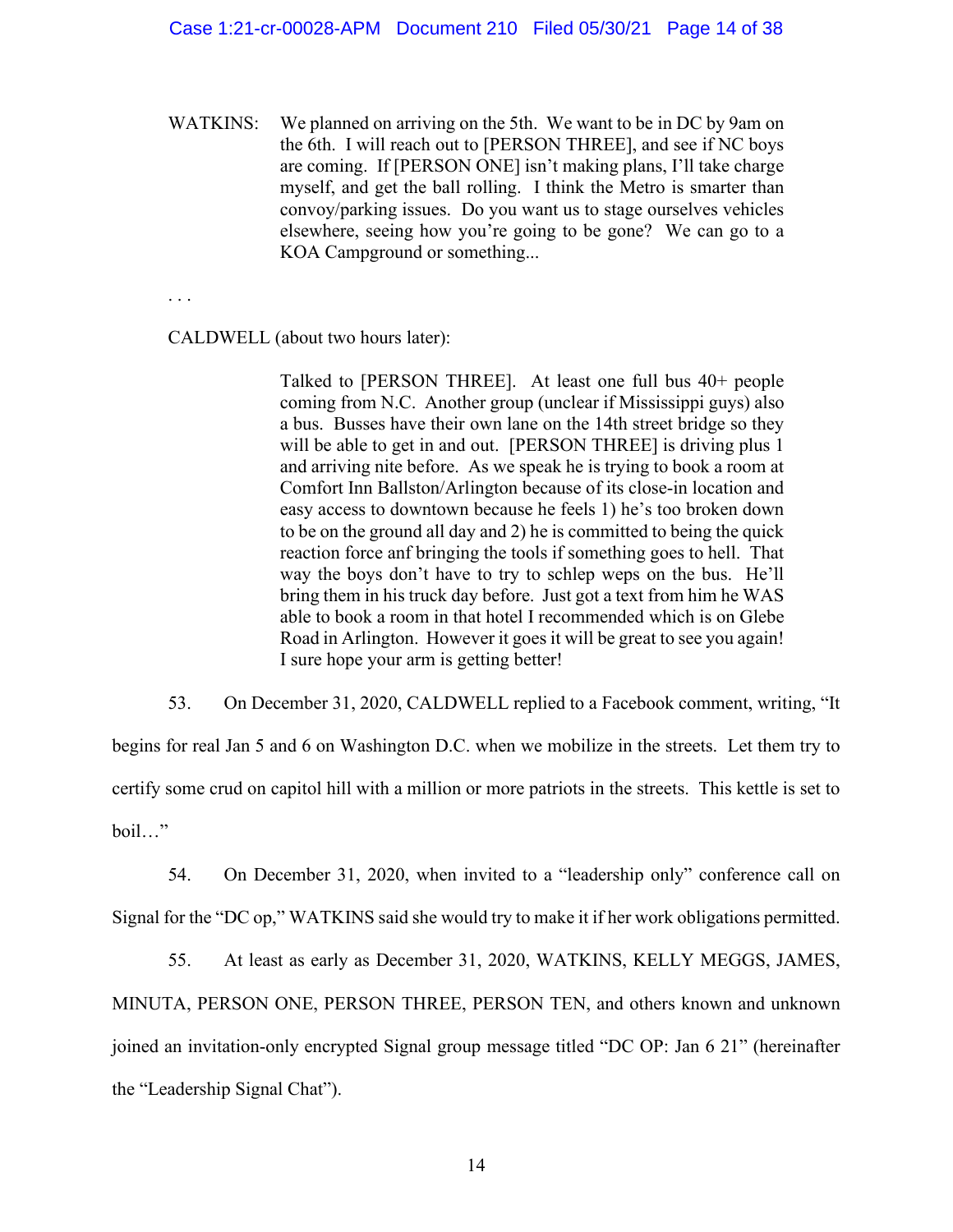WATKINS: We planned on arriving on the 5th. We want to be in DC by 9am on the 6th. I will reach out to [PERSON THREE], and see if NC boys are coming. If [PERSON ONE] isn't making plans, I'll take charge myself, and get the ball rolling. I think the Metro is smarter than convoy/parking issues. Do you want us to stage ourselves vehicles elsewhere, seeing how you're going to be gone? We can go to a KOA Campground or something...

. . .

CALDWELL (about two hours later):

> Talked to [PERSON THREE]. At least one full bus 40+ people coming from N.C. Another group (unclear if Mississippi guys) also a bus. Busses have their own lane on the 14th street bridge so they will be able to get in and out. [PERSON THREE] is driving plus 1 and arriving nite before. As we speak he is trying to book a room at Comfort Inn Ballston/Arlington because of its close-in location and easy access to downtown because he feels 1) he's too broken down to be on the ground all day and 2) he is committed to being the quick reaction force anf bringing the tools if something goes to hell. That way the boys don't have to try to schlep weps on the bus. He'll bring them in his truck day before. Just got a text from him he WAS able to book a room in that hotel I recommended which is on Glebe Road in Arlington. However it goes it will be great to see you again! I sure hope your arm is getting better!

53. On December 31, 2020, CALDWELL replied to a Facebook comment, writing, "It begins for real Jan 5 and 6 on Washington D.C. when we mobilize in the streets. Let them try to certify some crud on capitol hill with a million or more patriots in the streets. This kettle is set to boil…"

54. On December 31, 2020, when invited to a "leadership only" conference call on Signal for the "DC op," WATKINS said she would try to make it if her work obligations permitted.

55. At least as early as December 31, 2020, WATKINS, KELLY MEGGS, JAMES, MINUTA, PERSON ONE, PERSON THREE, PERSON TEN, and others known and unknown joined an invitation-only encrypted Signal group message titled "DC OP: Jan 6 21" (hereinafter the "Leadership Signal Chat").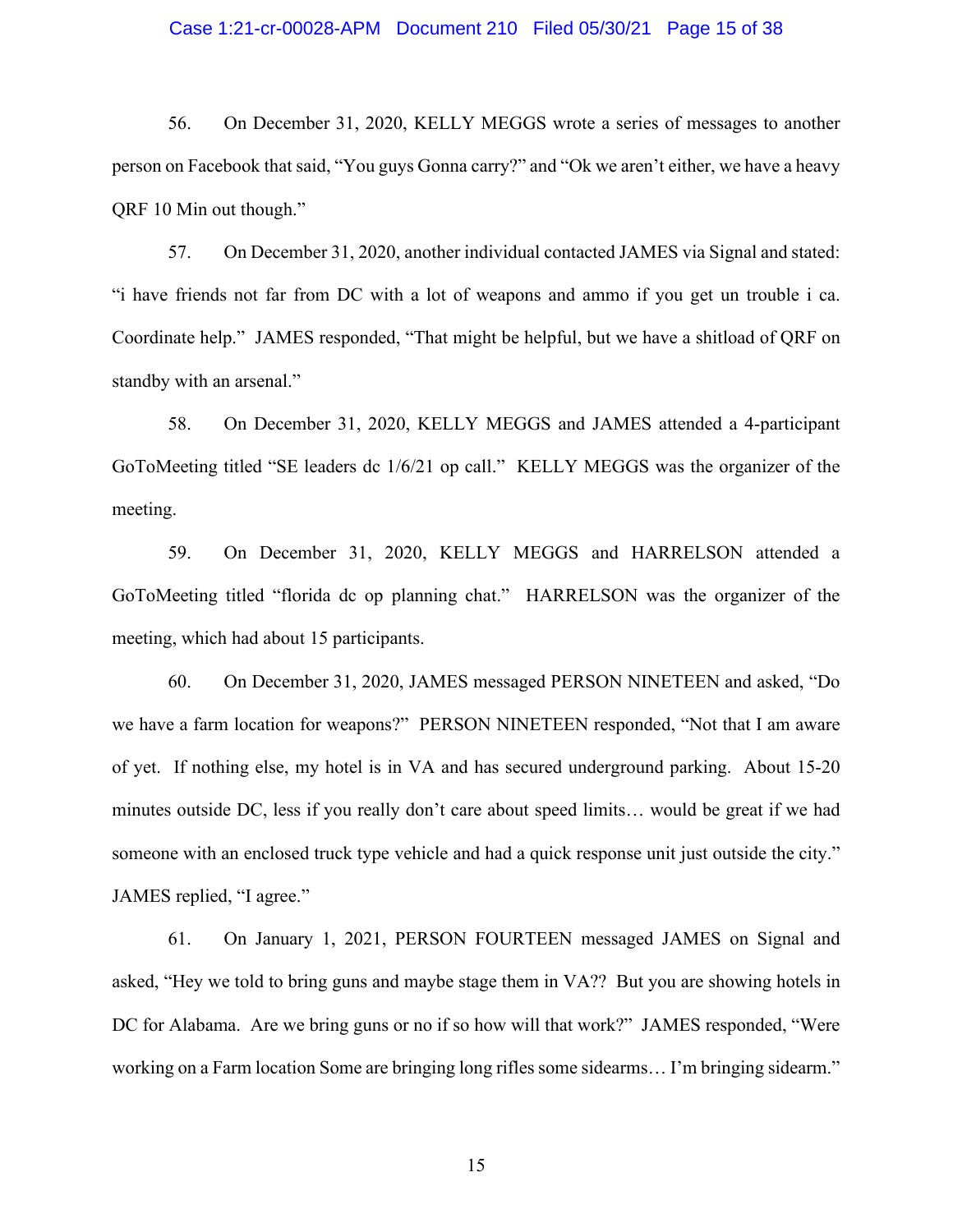56. On December 31, 2020, KELLY MEGGS wrote a series of messages to another person on Facebook that said, "You guys Gonna carry?" and "Ok we aren't either, we have a heavy QRF 10 Min out though."

57. On December 31, 2020, another individual contacted JAMES via Signal and stated: "i have friends not far from DC with a lot of weapons and ammo if you get un trouble i ca. Coordinate help." JAMES responded, "That might be helpful, but we have a shitload of QRF on standby with an arsenal."

58. On December 31, 2020, KELLY MEGGS and JAMES attended a 4-participant GoToMeeting titled "SE leaders dc 1/6/21 op call." KELLY MEGGS was the organizer of the meeting.

59. On December 31, 2020, KELLY MEGGS and HARRELSON attended a GoToMeeting titled "florida dc op planning chat." HARRELSON was the organizer of the meeting, which had about 15 participants.

60. On December 31, 2020, JAMES messaged PERSON NINETEEN and asked, "Do we have a farm location for weapons?" PERSON NINETEEN responded, "Not that I am aware of yet. If nothing else, my hotel is in VA and has secured underground parking. About 15-20 minutes outside DC, less if you really don't care about speed limits… would be great if we had someone with an enclosed truck type vehicle and had a quick response unit just outside the city." JAMES replied, "I agree."

61. On January 1, 2021, PERSON FOURTEEN messaged JAMES on Signal and asked, "Hey we told to bring guns and maybe stage them in VA?? But you are showing hotels in DC for Alabama. Are we bring guns or no if so how will that work?" JAMES responded, "Were working on a Farm location Some are bringing long rifles some sidearms… I'm bringing sidearm."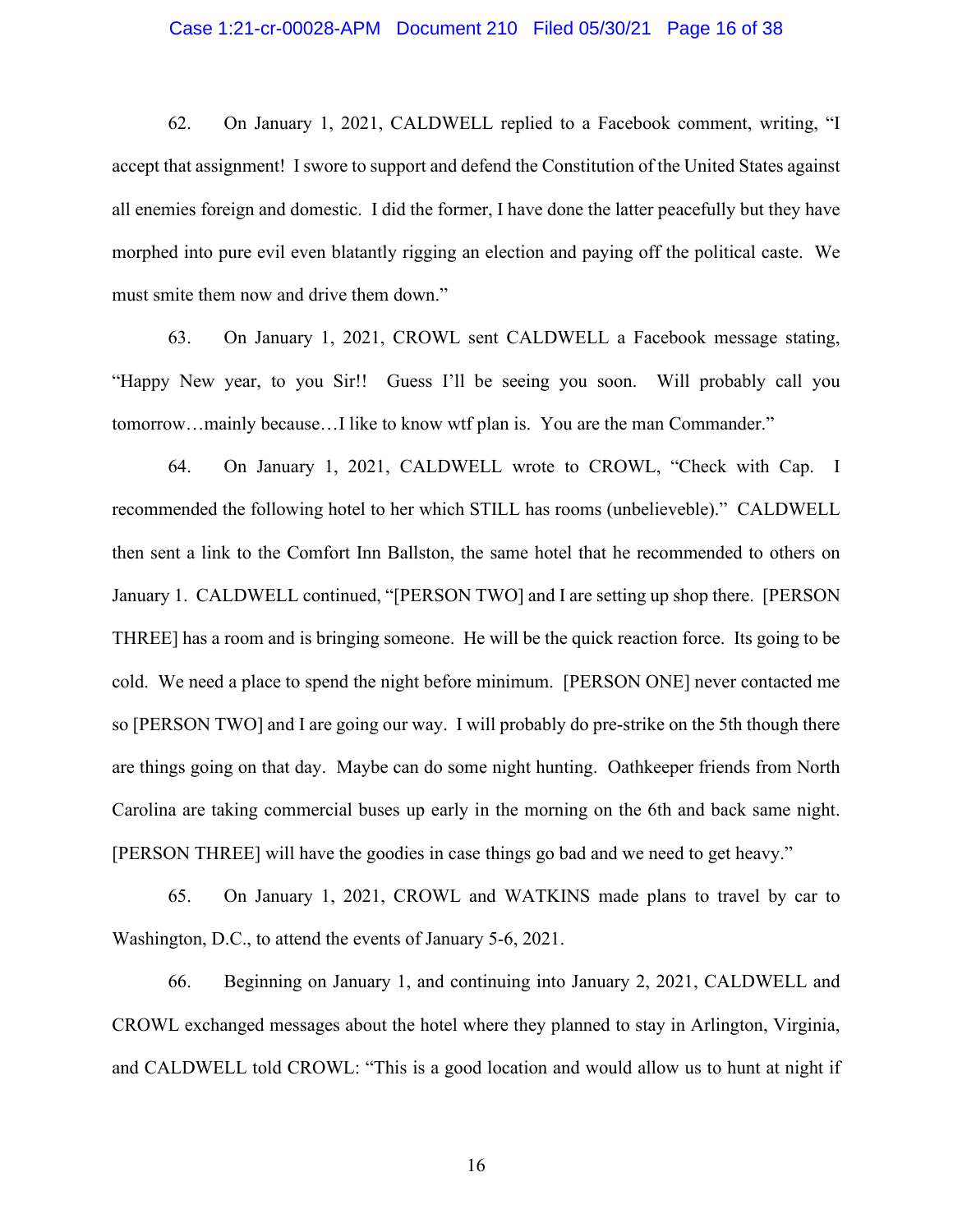62. On January 1, 2021, CALDWELL replied to a Facebook comment, writing, "I accept that assignment! I swore to support and defend the Constitution of the United States against all enemies foreign and domestic. I did the former, I have done the latter peacefully but they have morphed into pure evil even blatantly rigging an election and paying off the political caste. We must smite them now and drive them down."

63. On January 1, 2021, CROWL sent CALDWELL a Facebook message stating, "Happy New year, to you Sir!! Guess I'll be seeing you soon. Will probably call you tomorrow…mainly because…I like to know wtf plan is. You are the man Commander."

64. On January 1, 2021, CALDWELL wrote to CROWL, "Check with Cap. I recommended the following hotel to her which STILL has rooms (unbelieveble)." CALDWELL then sent a link to the Comfort Inn Ballston, the same hotel that he recommended to others on January 1. CALDWELL continued, "[PERSON TWO] and I are setting up shop there. [PERSON THREE] has a room and is bringing someone. He will be the quick reaction force. Its going to be cold. We need a place to spend the night before minimum. [PERSON ONE] never contacted me so [PERSON TWO] and I are going our way. I will probably do pre-strike on the 5th though there are things going on that day. Maybe can do some night hunting. Oathkeeper friends from North Carolina are taking commercial buses up early in the morning on the 6th and back same night. [PERSON THREE] will have the goodies in case things go bad and we need to get heavy."

65. On January 1, 2021, CROWL and WATKINS made plans to travel by car to Washington, D.C., to attend the events of January 5-6, 2021.

66. Beginning on January 1, and continuing into January 2, 2021, CALDWELL and CROWL exchanged messages about the hotel where they planned to stay in Arlington, Virginia, and CALDWELL told CROWL: "This is a good location and would allow us to hunt at night if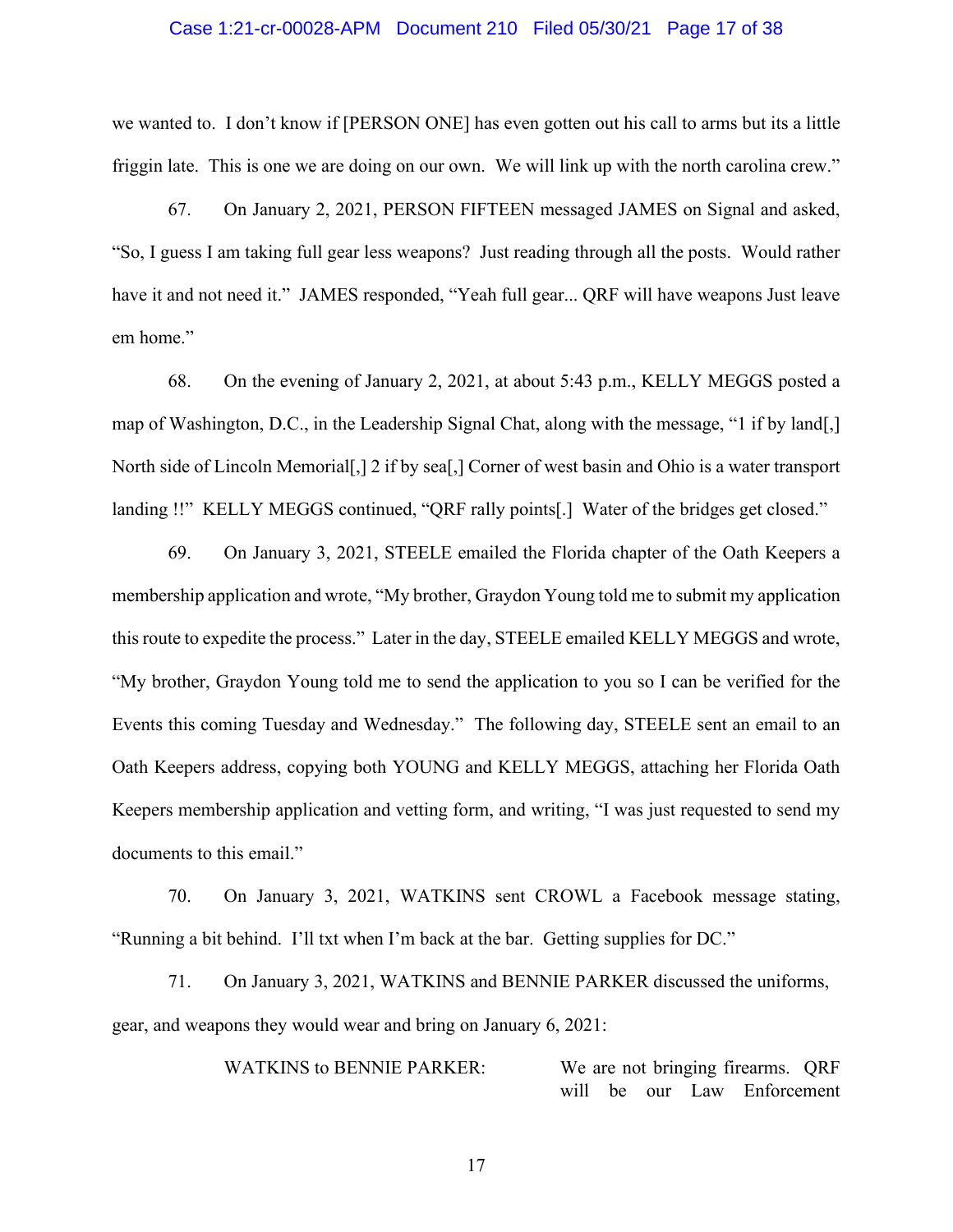we wanted to. I don't know if [PERSON ONE] has even gotten out his call to arms but its a little friggin late. This is one we are doing on our own. We will link up with the north carolina crew."

67. On January 2, 2021, PERSON FIFTEEN messaged JAMES on Signal and asked, "So, I guess I am taking full gear less weapons? Just reading through all the posts. Would rather have it and not need it." JAMES responded, "Yeah full gear... QRF will have weapons Just leave em home."

68. On the evening of January 2, 2021, at about 5:43 p.m., KELLY MEGGS posted a map of Washington, D.C., in the Leadership Signal Chat, along with the message, "1 if by land[,] North side of Lincoln Memorial[,] 2 if by sea[,] Corner of west basin and Ohio is a water transport landing !!" KELLY MEGGS continued, "QRF rally points[.] Water of the bridges get closed."

69. On January 3, 2021, STEELE emailed the Florida chapter of the Oath Keepers a membership application and wrote, "My brother, Graydon Young told me to submit my application this route to expedite the process." Later in the day, STEELE emailed KELLY MEGGS and wrote, "My brother, Graydon Young told me to send the application to you so I can be verified for the Events this coming Tuesday and Wednesday." The following day, STEELE sent an email to an Oath Keepers address, copying both YOUNG and KELLY MEGGS, attaching her Florida Oath Keepers membership application and vetting form, and writing, "I was just requested to send my documents to this email."

70. On January 3, 2021, WATKINS sent CROWL a Facebook message stating, "Running a bit behind. I'll txt when I'm back at the bar. Getting supplies for DC."

71. On January 3, 2021, WATKINS and BENNIE PARKER discussed the uniforms, gear, and weapons they would wear and bring on January 6, 2021:

| | |
|---|---|
| WATKINS to BENNIE PARKER: | We are not bringing firearms. QRF will be our Law Enforcement |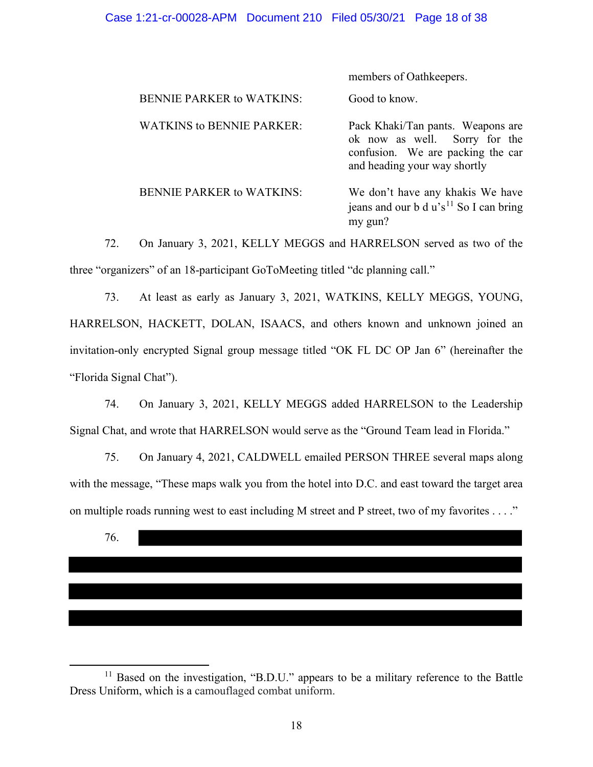| | |
|---|---|
| | members of Oathkeepers. |
| BENNIE PARKER to WATKINS: | Good to know. |
| WATKINS to BENNIE PARKER: | Pack Khaki/Tan pants. Weapons are ok now as well. Sorry for the confusion. We are packing the car and heading your way shortly |
| BENNIE PARKER to WATKINS: | We don't have any khakis We have jeans and our b d u's[11] So I can bring my gun? |

72. On January 3, 2021, KELLY MEGGS and HARRELSON served as two of the three "organizers" of an 18-participant GoToMeeting titled "dc planning call."

73. At least as early as January 3, 2021, WATKINS, KELLY MEGGS, YOUNG, HARRELSON, HACKETT, DOLAN, ISAACS, and others known and unknown joined an invitation-only encrypted Signal group message titled "OK FL DC OP Jan 6" (hereinafter the "Florida Signal Chat").

74. On January 3, 2021, KELLY MEGGS added HARRELSON to the Leadership Signal Chat, and wrote that HARRELSON would serve as the "Ground Team lead in Florida."

75. On January 4, 2021, CALDWELL emailed PERSON THREE several maps along with the message, "These maps walk you from the hotel into D.C. and east toward the target area on multiple roads running west to east including M street and P street, two of my favorites . . . ."

76. [REDACTED]

[11] Based on the investigation, "B.D.U." appears to be a military reference to the Battle Dress Uniform, which is a camouflaged combat uniform.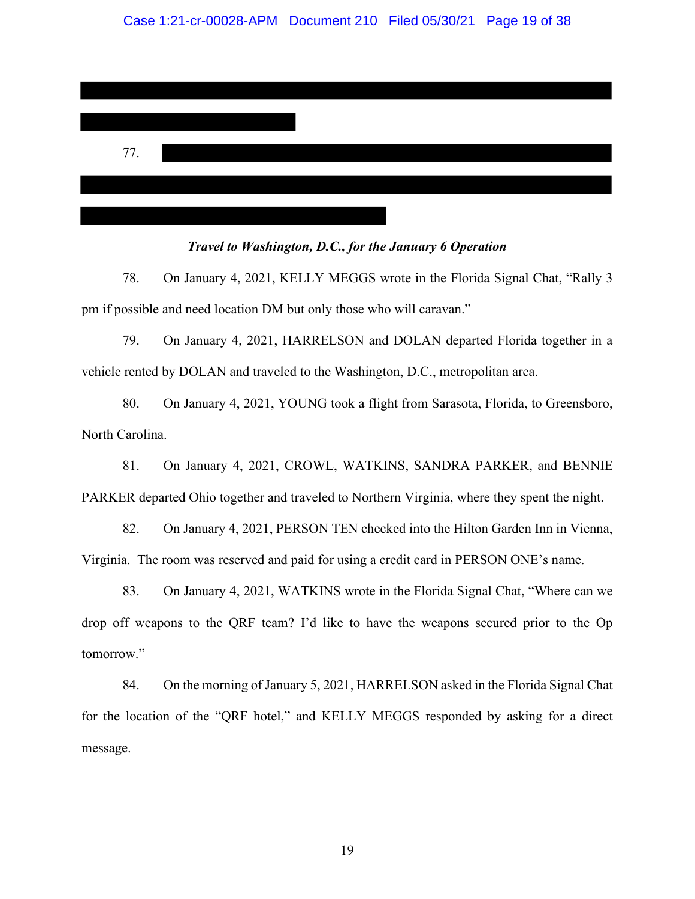77.

***Travel to Washington, D.C., for the January 6 Operation***

78. On January 4, 2021, KELLY MEGGS wrote in the Florida Signal Chat, "Rally 3 pm if possible and need location DM but only those who will caravan."

79. On January 4, 2021, HARRELSON and DOLAN departed Florida together in a vehicle rented by DOLAN and traveled to the Washington, D.C., metropolitan area.

80. On January 4, 2021, YOUNG took a flight from Sarasota, Florida, to Greensboro, North Carolina.

81. On January 4, 2021, CROWL, WATKINS, SANDRA PARKER, and BENNIE PARKER departed Ohio together and traveled to Northern Virginia, where they spent the night.

82. On January 4, 2021, PERSON TEN checked into the Hilton Garden Inn in Vienna, Virginia. The room was reserved and paid for using a credit card in PERSON ONE's name.

83. On January 4, 2021, WATKINS wrote in the Florida Signal Chat, "Where can we drop off weapons to the QRF team? I'd like to have the weapons secured prior to the Op tomorrow."

84. On the morning of January 5, 2021, HARRELSON asked in the Florida Signal Chat for the location of the "QRF hotel," and KELLY MEGGS responded by asking for a direct message.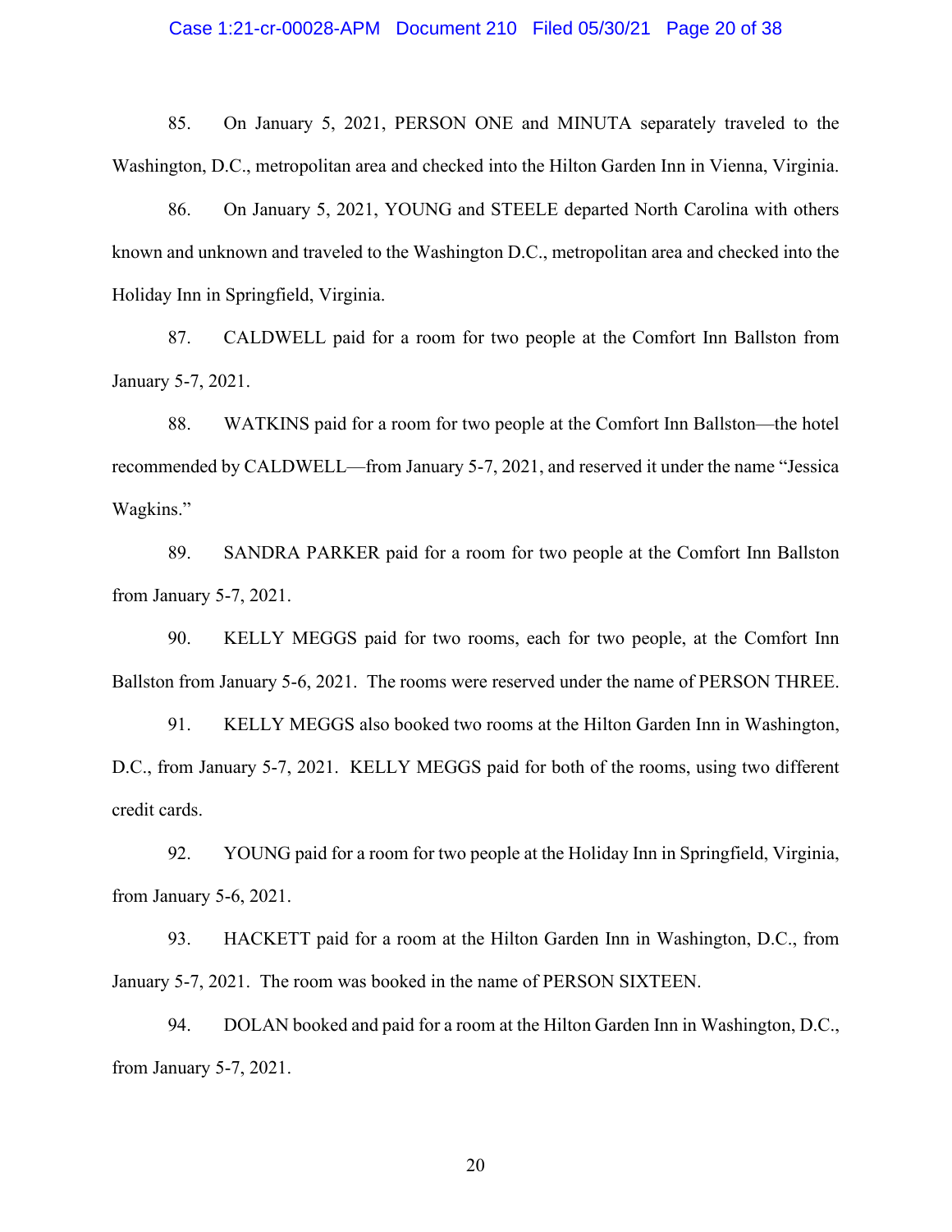85. On January 5, 2021, PERSON ONE and MINUTA separately traveled to the Washington, D.C., metropolitan area and checked into the Hilton Garden Inn in Vienna, Virginia.

86. On January 5, 2021, YOUNG and STEELE departed North Carolina with others known and unknown and traveled to the Washington D.C., metropolitan area and checked into the Holiday Inn in Springfield, Virginia.

87. CALDWELL paid for a room for two people at the Comfort Inn Ballston from January 5-7, 2021.

88. WATKINS paid for a room for two people at the Comfort Inn Ballston—the hotel recommended by CALDWELL—from January 5-7, 2021, and reserved it under the name "Jessica Wagkins."

89. SANDRA PARKER paid for a room for two people at the Comfort Inn Ballston from January 5-7, 2021.

90. KELLY MEGGS paid for two rooms, each for two people, at the Comfort Inn Ballston from January 5-6, 2021. The rooms were reserved under the name of PERSON THREE.

91. KELLY MEGGS also booked two rooms at the Hilton Garden Inn in Washington, D.C., from January 5-7, 2021. KELLY MEGGS paid for both of the rooms, using two different credit cards.

92. YOUNG paid for a room for two people at the Holiday Inn in Springfield, Virginia, from January 5-6, 2021.

93. HACKETT paid for a room at the Hilton Garden Inn in Washington, D.C., from January 5-7, 2021. The room was booked in the name of PERSON SIXTEEN.

94. DOLAN booked and paid for a room at the Hilton Garden Inn in Washington, D.C., from January 5-7, 2021.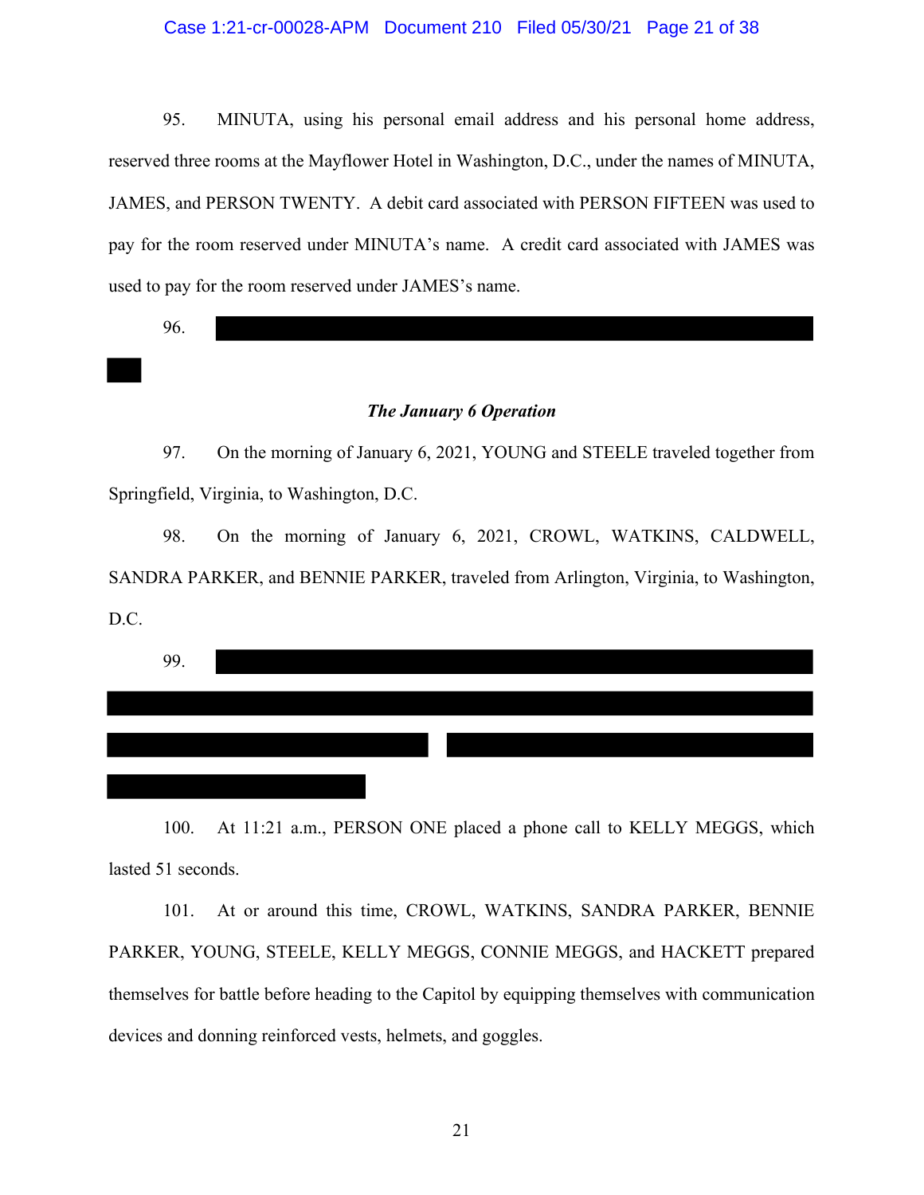95. MINUTA, using his personal email address and his personal home address, reserved three rooms at the Mayflower Hotel in Washington, D.C., under the names of MINUTA, JAMES, and PERSON TWENTY. A debit card associated with PERSON FIFTEEN was used to pay for the room reserved under MINUTA's name. A credit card associated with JAMES was used to pay for the room reserved under JAMES's name.

96. [REDACTED]

### *The January 6 Operation*

97. On the morning of January 6, 2021, YOUNG and STEELE traveled together from Springfield, Virginia, to Washington, D.C.

98. On the morning of January 6, 2021, CROWL, WATKINS, CALDWELL, SANDRA PARKER, and BENNIE PARKER, traveled from Arlington, Virginia, to Washington, D.C.

99. [REDACTED]

100. At 11:21 a.m., PERSON ONE placed a phone call to KELLY MEGGS, which lasted 51 seconds.

101. At or around this time, CROWL, WATKINS, SANDRA PARKER, BENNIE PARKER, YOUNG, STEELE, KELLY MEGGS, CONNIE MEGGS, and HACKETT prepared themselves for battle before heading to the Capitol by equipping themselves with communication devices and donning reinforced vests, helmets, and goggles.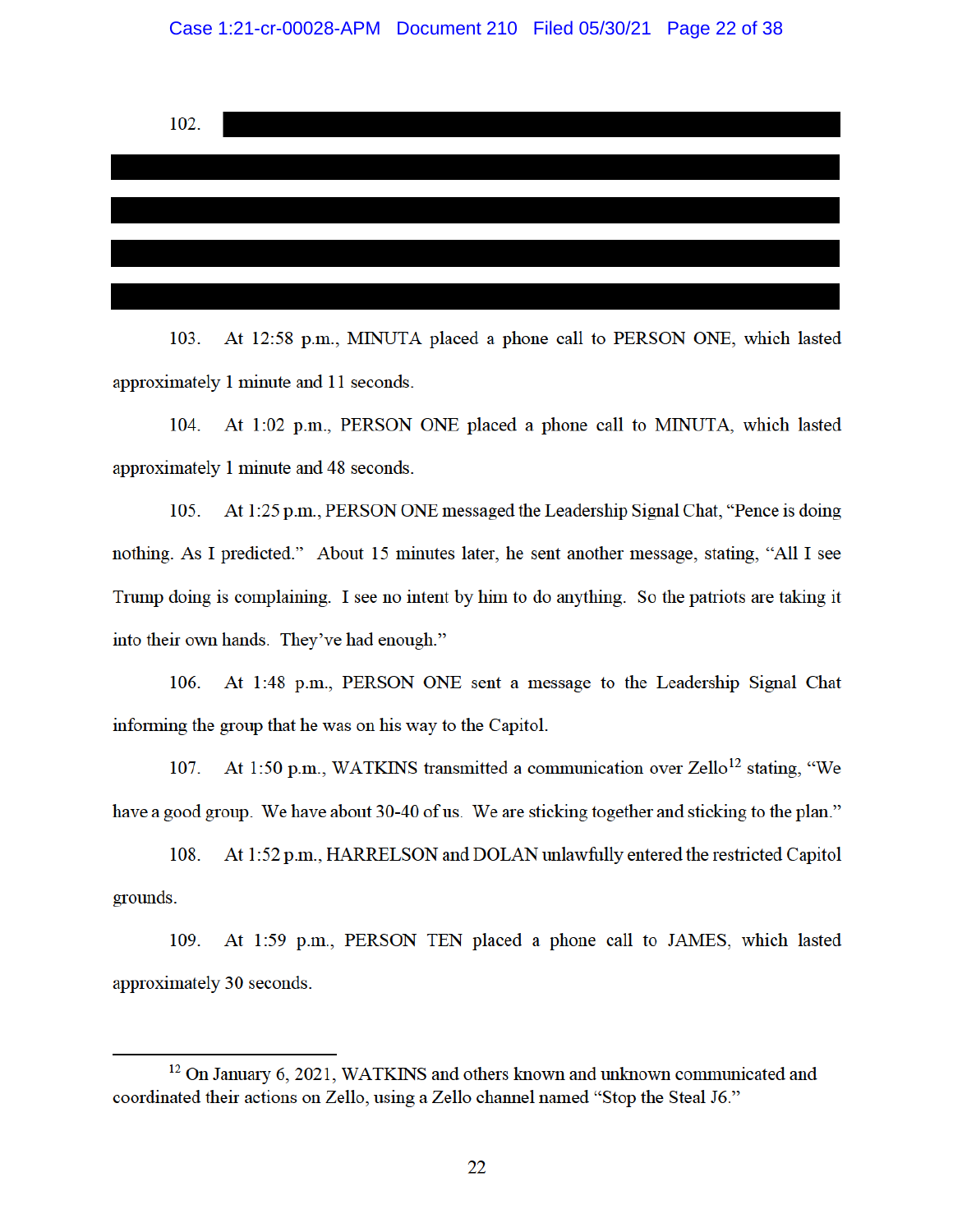102. [REDACTED]

103. At 12:58 p.m., MINUTA placed a phone call to PERSON ONE, which lasted approximately 1 minute and 11 seconds.

104. At 1:02 p.m., PERSON ONE placed a phone call to MINUTA, which lasted approximately 1 minute and 48 seconds.

105. At 1:25 p.m., PERSON ONE messaged the Leadership Signal Chat, "Pence is doing nothing. As I predicted." About 15 minutes later, he sent another message, stating, "All I see Trump doing is complaining. I see no intent by him to do anything. So the patriots are taking it into their own hands. They've had enough."

106. At 1:48 p.m., PERSON ONE sent a message to the Leadership Signal Chat informing the group that he was on his way to the Capitol.

107. At 1:50 p.m., WATKINS transmitted a communication over Zello[12] stating, "We have a good group. We have about 30-40 of us. We are sticking together and sticking to the plan."

108. At 1:52 p.m., HARRELSON and DOLAN unlawfully entered the restricted Capitol grounds.

109. At 1:59 p.m., PERSON TEN placed a phone call to JAMES, which lasted approximately 30 seconds.

---

[12] On January 6, 2021, WATKINS and others known and unknown communicated and coordinated their actions on Zello, using a Zello channel named "Stop the Steal J6."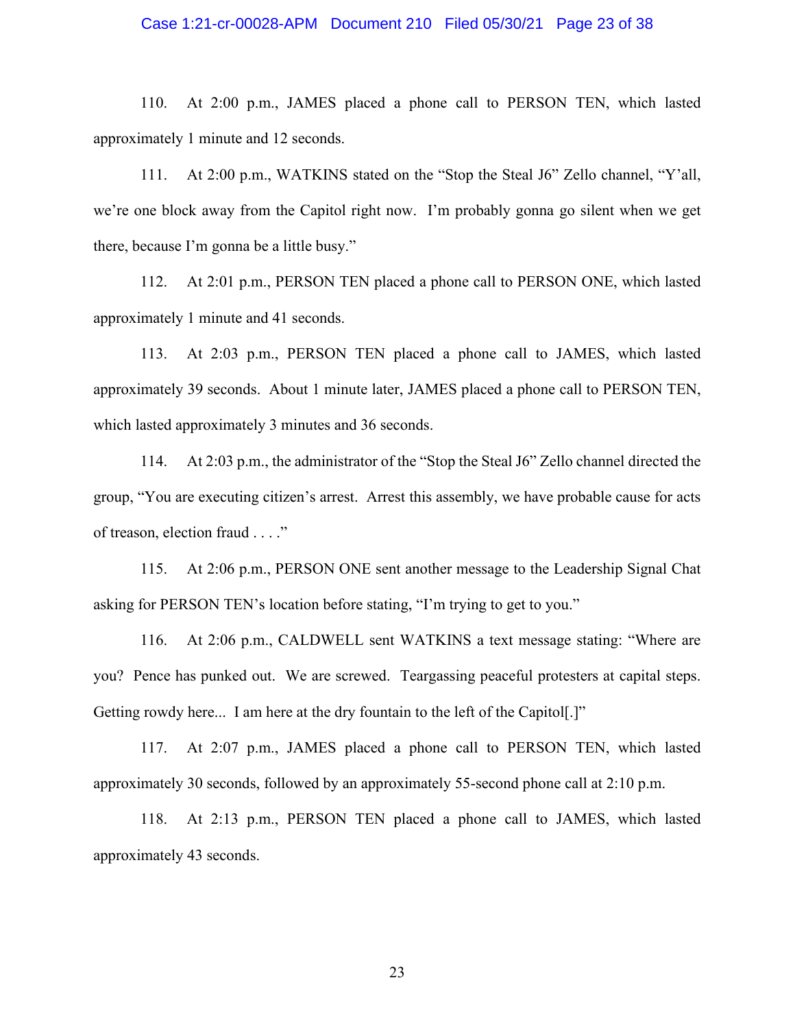110. At 2:00 p.m., JAMES placed a phone call to PERSON TEN, which lasted approximately 1 minute and 12 seconds.

111. At 2:00 p.m., WATKINS stated on the "Stop the Steal J6" Zello channel, "Y'all, we're one block away from the Capitol right now. I'm probably gonna go silent when we get there, because I'm gonna be a little busy."

112. At 2:01 p.m., PERSON TEN placed a phone call to PERSON ONE, which lasted approximately 1 minute and 41 seconds.

113. At 2:03 p.m., PERSON TEN placed a phone call to JAMES, which lasted approximately 39 seconds. About 1 minute later, JAMES placed a phone call to PERSON TEN, which lasted approximately 3 minutes and 36 seconds.

114. At 2:03 p.m., the administrator of the "Stop the Steal J6" Zello channel directed the group, "You are executing citizen's arrest. Arrest this assembly, we have probable cause for acts of treason, election fraud . . . ."

115. At 2:06 p.m., PERSON ONE sent another message to the Leadership Signal Chat asking for PERSON TEN's location before stating, "I'm trying to get to you."

116. At 2:06 p.m., CALDWELL sent WATKINS a text message stating: "Where are you? Pence has punked out. We are screwed. Teargassing peaceful protesters at capital steps. Getting rowdy here... I am here at the dry fountain to the left of the Capitol[.]"

117. At 2:07 p.m., JAMES placed a phone call to PERSON TEN, which lasted approximately 30 seconds, followed by an approximately 55-second phone call at 2:10 p.m.

118. At 2:13 p.m., PERSON TEN placed a phone call to JAMES, which lasted approximately 43 seconds.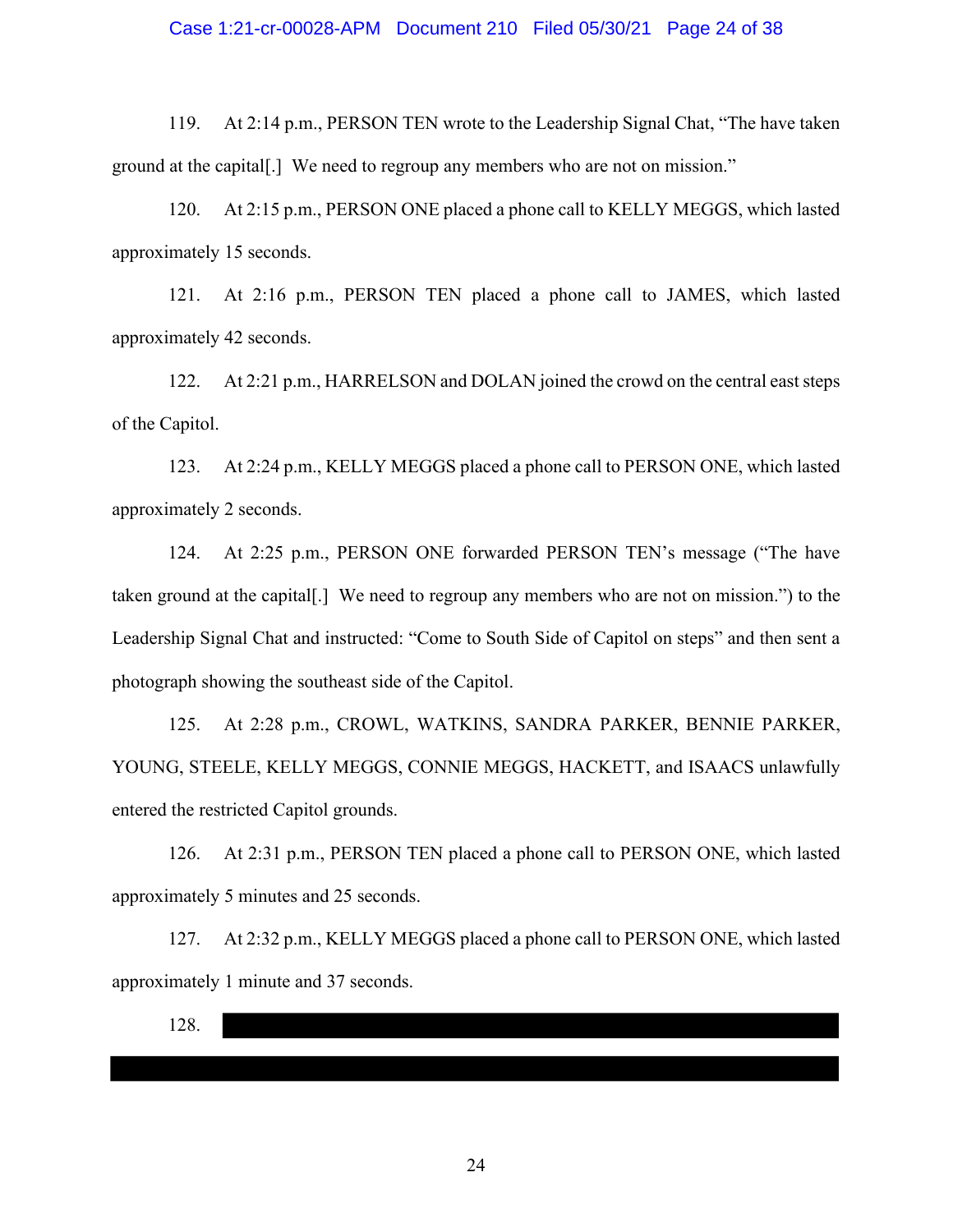119. At 2:14 p.m., PERSON TEN wrote to the Leadership Signal Chat, "The have taken ground at the capital[.] We need to regroup any members who are not on mission."

120. At 2:15 p.m., PERSON ONE placed a phone call to KELLY MEGGS, which lasted approximately 15 seconds.

121. At 2:16 p.m., PERSON TEN placed a phone call to JAMES, which lasted approximately 42 seconds.

122. At 2:21 p.m., HARRELSON and DOLAN joined the crowd on the central east steps of the Capitol.

123. At 2:24 p.m., KELLY MEGGS placed a phone call to PERSON ONE, which lasted approximately 2 seconds.

124. At 2:25 p.m., PERSON ONE forwarded PERSON TEN's message ("The have taken ground at the capital[.] We need to regroup any members who are not on mission.") to the Leadership Signal Chat and instructed: "Come to South Side of Capitol on steps" and then sent a photograph showing the southeast side of the Capitol.

125. At 2:28 p.m., CROWL, WATKINS, SANDRA PARKER, BENNIE PARKER, YOUNG, STEELE, KELLY MEGGS, CONNIE MEGGS, HACKETT, and ISAACS unlawfully entered the restricted Capitol grounds.

126. At 2:31 p.m., PERSON TEN placed a phone call to PERSON ONE, which lasted approximately 5 minutes and 25 seconds.

127. At 2:32 p.m., KELLY MEGGS placed a phone call to PERSON ONE, which lasted approximately 1 minute and 37 seconds.

128. [REDACTED]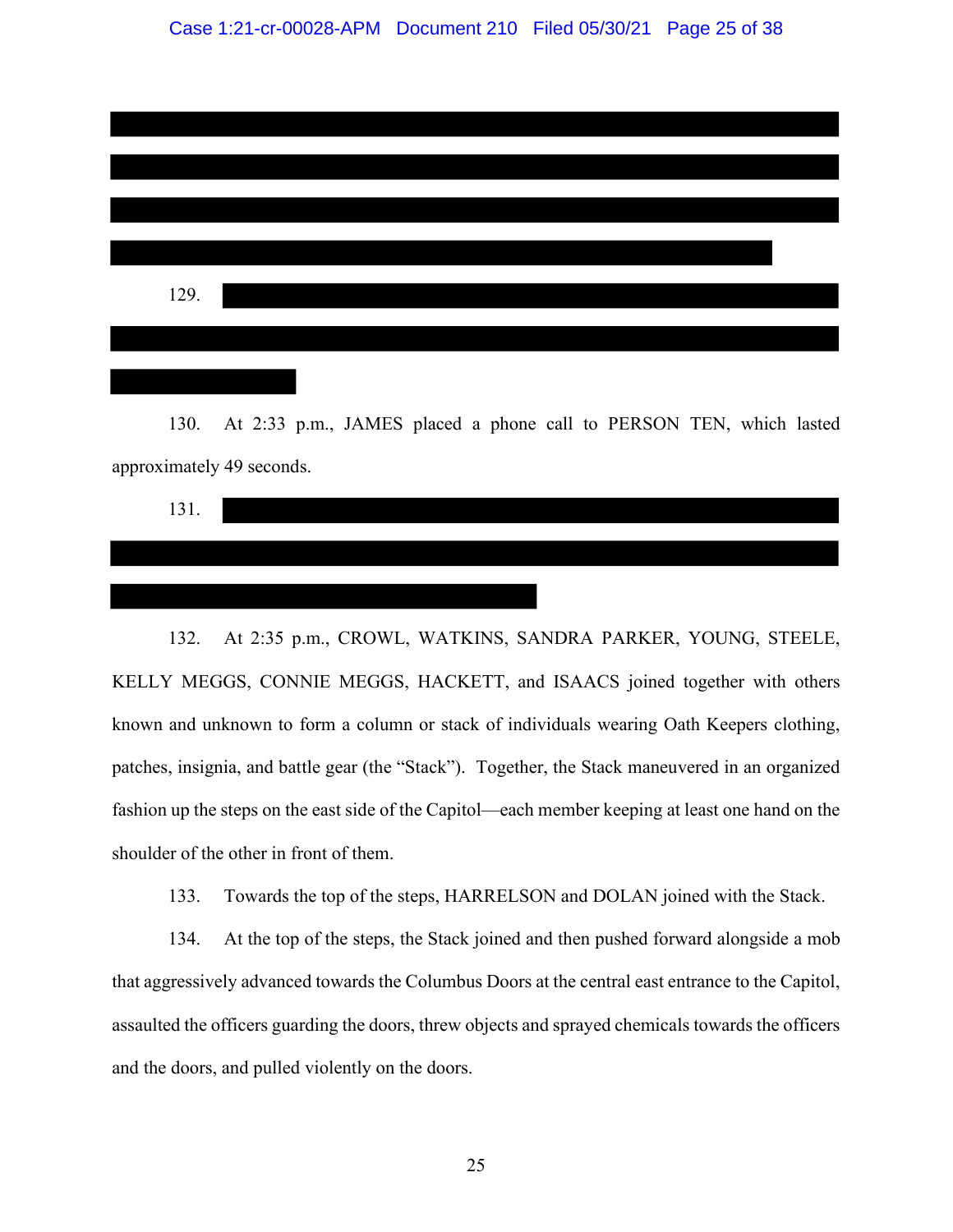129.

130. At 2:33 p.m., JAMES placed a phone call to PERSON TEN, which lasted approximately 49 seconds.

131.

132. At 2:35 p.m., CROWL, WATKINS, SANDRA PARKER, YOUNG, STEELE, KELLY MEGGS, CONNIE MEGGS, HACKETT, and ISAACS joined together with others known and unknown to form a column or stack of individuals wearing Oath Keepers clothing, patches, insignia, and battle gear (the "Stack"). Together, the Stack maneuvered in an organized fashion up the steps on the east side of the Capitol—each member keeping at least one hand on the shoulder of the other in front of them.

133. Towards the top of the steps, HARRELSON and DOLAN joined with the Stack.

134. At the top of the steps, the Stack joined and then pushed forward alongside a mob that aggressively advanced towards the Columbus Doors at the central east entrance to the Capitol, assaulted the officers guarding the doors, threw objects and sprayed chemicals towards the officers and the doors, and pulled violently on the doors.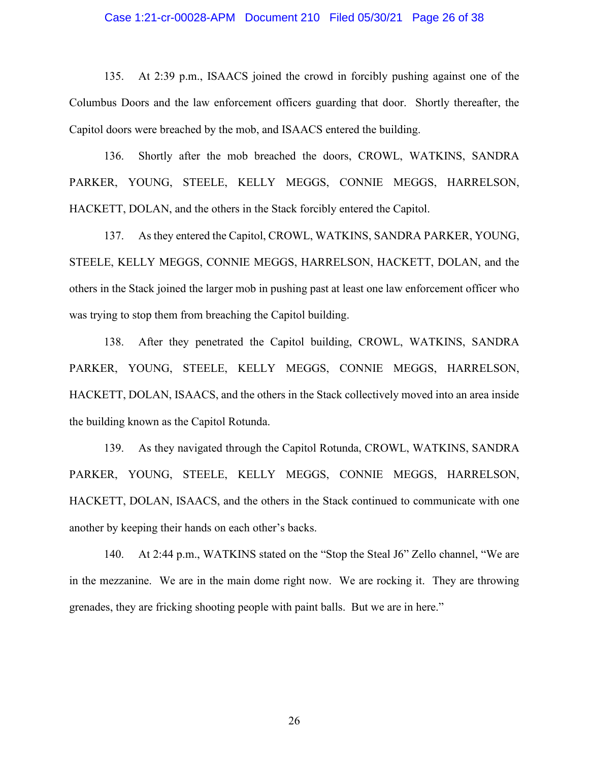135. At 2:39 p.m., ISAACS joined the crowd in forcibly pushing against one of the Columbus Doors and the law enforcement officers guarding that door. Shortly thereafter, the Capitol doors were breached by the mob, and ISAACS entered the building.

136. Shortly after the mob breached the doors, CROWL, WATKINS, SANDRA PARKER, YOUNG, STEELE, KELLY MEGGS, CONNIE MEGGS, HARRELSON, HACKETT, DOLAN, and the others in the Stack forcibly entered the Capitol.

137. As they entered the Capitol, CROWL, WATKINS, SANDRA PARKER, YOUNG, STEELE, KELLY MEGGS, CONNIE MEGGS, HARRELSON, HACKETT, DOLAN, and the others in the Stack joined the larger mob in pushing past at least one law enforcement officer who was trying to stop them from breaching the Capitol building.

138. After they penetrated the Capitol building, CROWL, WATKINS, SANDRA PARKER, YOUNG, STEELE, KELLY MEGGS, CONNIE MEGGS, HARRELSON, HACKETT, DOLAN, ISAACS, and the others in the Stack collectively moved into an area inside the building known as the Capitol Rotunda.

139. As they navigated through the Capitol Rotunda, CROWL, WATKINS, SANDRA PARKER, YOUNG, STEELE, KELLY MEGGS, CONNIE MEGGS, HARRELSON, HACKETT, DOLAN, ISAACS, and the others in the Stack continued to communicate with one another by keeping their hands on each other's backs.

140. At 2:44 p.m., WATKINS stated on the "Stop the Steal J6" Zello channel, "We are in the mezzanine. We are in the main dome right now. We are rocking it. They are throwing grenades, they are fricking shooting people with paint balls. But we are in here."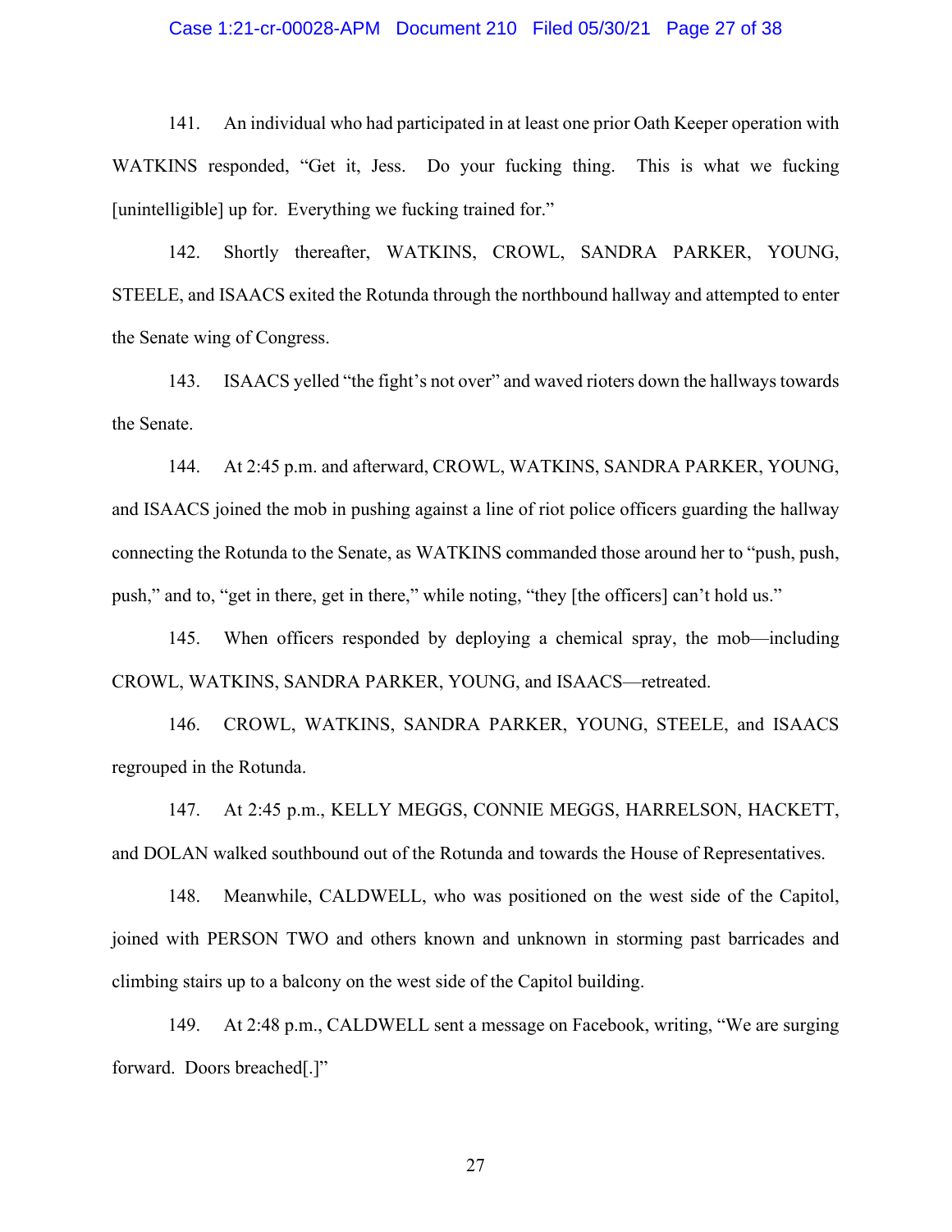141. An individual who had participated in at least one prior Oath Keeper operation with WATKINS responded, "Get it, Jess. Do your fucking thing. This is what we fucking [unintelligible] up for. Everything we fucking trained for."

142. Shortly thereafter, WATKINS, CROWL, SANDRA PARKER, YOUNG, STEELE, and ISAACS exited the Rotunda through the northbound hallway and attempted to enter the Senate wing of Congress.

143. ISAACS yelled "the fight's not over" and waved rioters down the hallways towards the Senate.

144. At 2:45 p.m. and afterward, CROWL, WATKINS, SANDRA PARKER, YOUNG, and ISAACS joined the mob in pushing against a line of riot police officers guarding the hallway connecting the Rotunda to the Senate, as WATKINS commanded those around her to "push, push, push," and to, "get in there, get in there," while noting, "they [the officers] can't hold us."

145. When officers responded by deploying a chemical spray, the mob—including CROWL, WATKINS, SANDRA PARKER, YOUNG, and ISAACS—retreated.

146. CROWL, WATKINS, SANDRA PARKER, YOUNG, STEELE, and ISAACS regrouped in the Rotunda.

147. At 2:45 p.m., KELLY MEGGS, CONNIE MEGGS, HARRELSON, HACKETT, and DOLAN walked southbound out of the Rotunda and towards the House of Representatives.

148. Meanwhile, CALDWELL, who was positioned on the west side of the Capitol, joined with PERSON TWO and others known and unknown in storming past barricades and climbing stairs up to a balcony on the west side of the Capitol building.

149. At 2:48 p.m., CALDWELL sent a message on Facebook, writing, "We are surging forward. Doors breached[.]"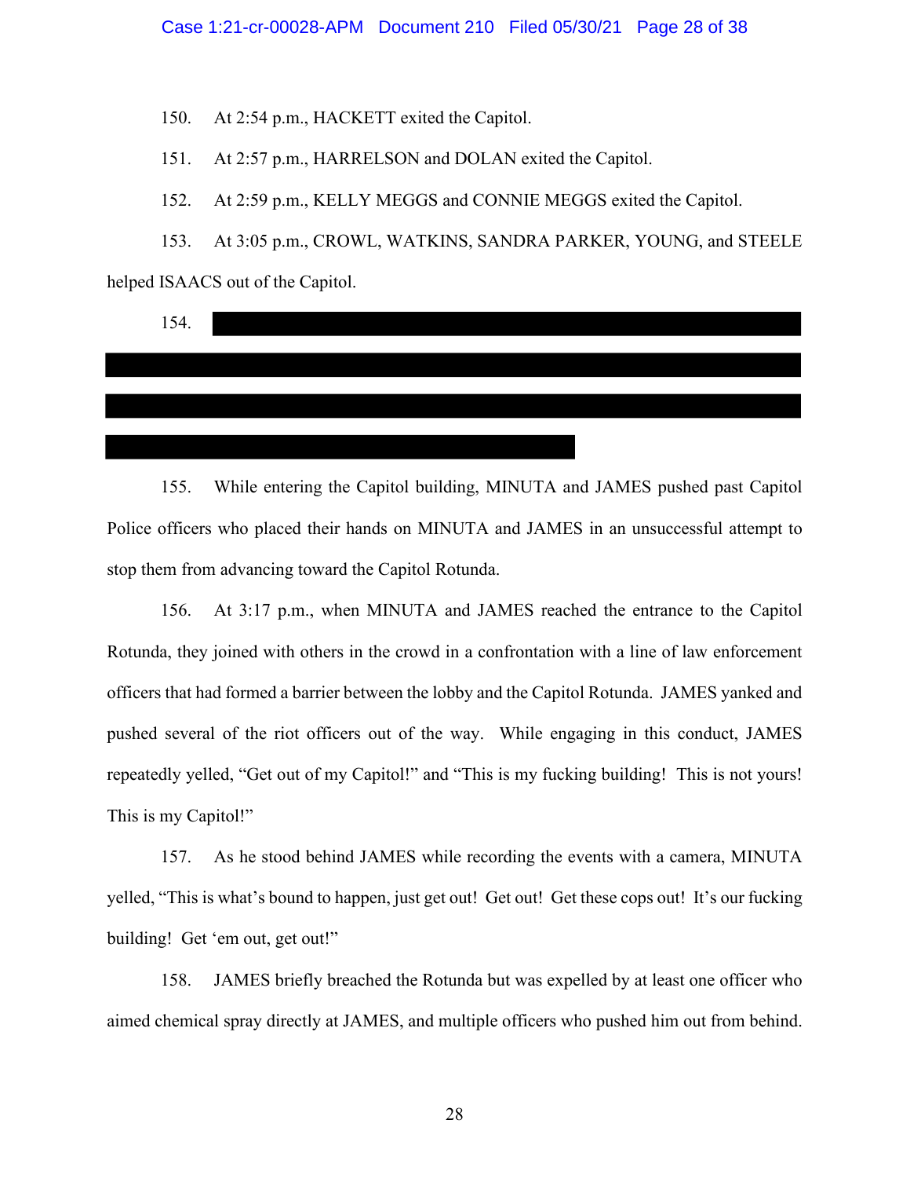150. At 2:54 p.m., HACKETT exited the Capitol.

151. At 2:57 p.m., HARRELSON and DOLAN exited the Capitol.

152. At 2:59 p.m., KELLY MEGGS and CONNIE MEGGS exited the Capitol.

153. At 3:05 p.m., CROWL, WATKINS, SANDRA PARKER, YOUNG, and STEELE helped ISAACS out of the Capitol.

154. [REDACTED]

155. While entering the Capitol building, MINUTA and JAMES pushed past Capitol Police officers who placed their hands on MINUTA and JAMES in an unsuccessful attempt to stop them from advancing toward the Capitol Rotunda.

156. At 3:17 p.m., when MINUTA and JAMES reached the entrance to the Capitol Rotunda, they joined with others in the crowd in a confrontation with a line of law enforcement officers that had formed a barrier between the lobby and the Capitol Rotunda. JAMES yanked and pushed several of the riot officers out of the way. While engaging in this conduct, JAMES repeatedly yelled, "Get out of my Capitol!" and "This is my fucking building! This is not yours! This is my Capitol!"

157. As he stood behind JAMES while recording the events with a camera, MINUTA yelled, "This is what's bound to happen, just get out! Get out! Get these cops out! It's our fucking building! Get 'em out, get out!"

158. JAMES briefly breached the Rotunda but was expelled by at least one officer who aimed chemical spray directly at JAMES, and multiple officers who pushed him out from behind.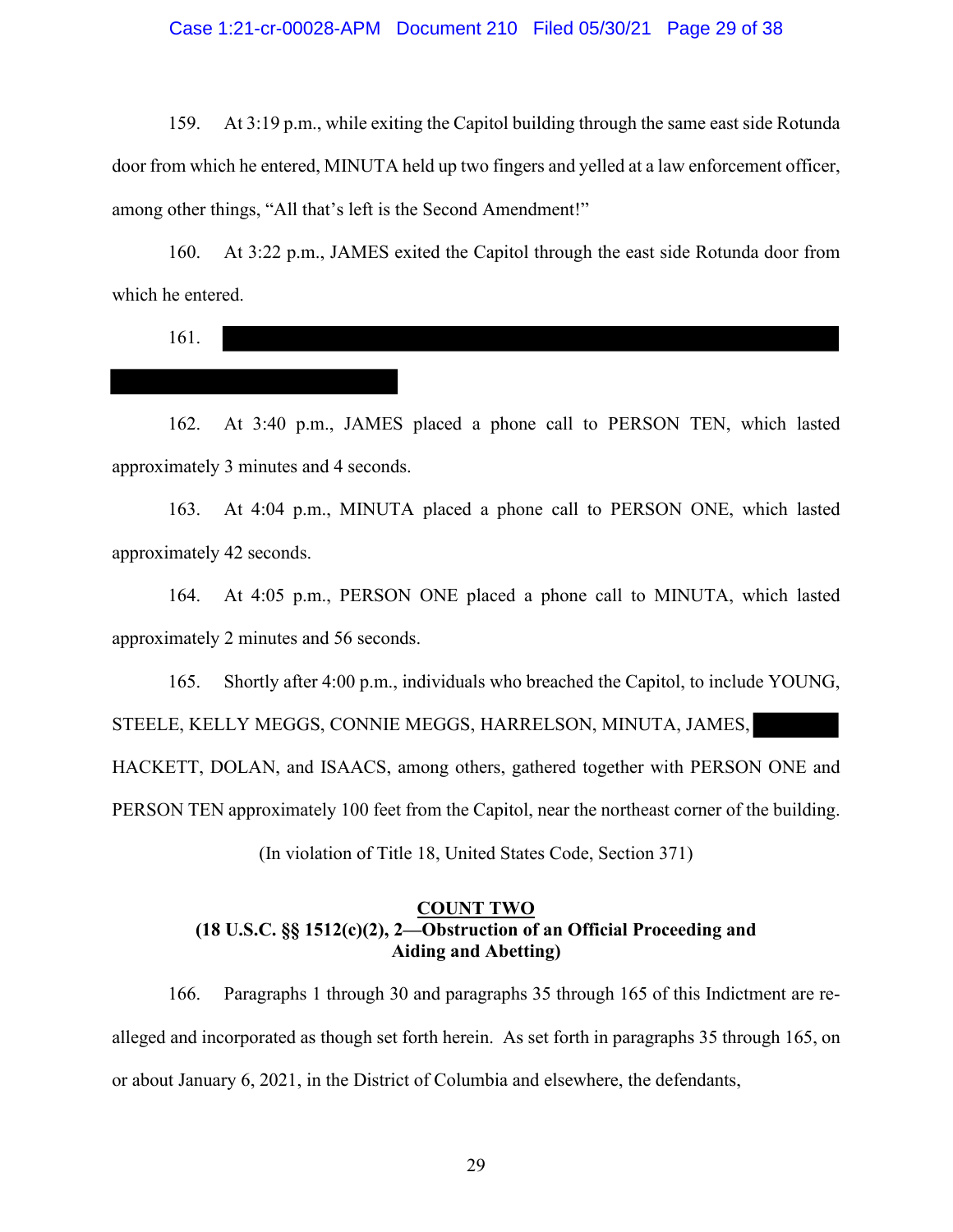159. At 3:19 p.m., while exiting the Capitol building through the same east side Rotunda door from which he entered, MINUTA held up two fingers and yelled at a law enforcement officer, among other things, "All that's left is the Second Amendment!"

160. At 3:22 p.m., JAMES exited the Capitol through the east side Rotunda door from which he entered.

161. ███████████████████████████████████████████████

162. At 3:40 p.m., JAMES placed a phone call to PERSON TEN, which lasted approximately 3 minutes and 4 seconds.

163. At 4:04 p.m., MINUTA placed a phone call to PERSON ONE, which lasted approximately 42 seconds.

164. At 4:05 p.m., PERSON ONE placed a phone call to MINUTA, which lasted approximately 2 minutes and 56 seconds.

165. Shortly after 4:00 p.m., individuals who breached the Capitol, to include YOUNG, STEELE, KELLY MEGGS, CONNIE MEGGS, HARRELSON, MINUTA, JAMES, ██████ HACKETT, DOLAN, and ISAACS, among others, gathered together with PERSON ONE and PERSON TEN approximately 100 feet from the Capitol, near the northeast corner of the building.

(In violation of Title 18, United States Code, Section 371)

**COUNT TWO**
**(18 U.S.C. §§ 1512(c)(2), 2—Obstruction of an Official Proceeding and Aiding and Abetting)**

166. Paragraphs 1 through 30 and paragraphs 35 through 165 of this Indictment are re-alleged and incorporated as though set forth herein. As set forth in paragraphs 35 through 165, on or about January 6, 2021, in the District of Columbia and elsewhere, the defendants,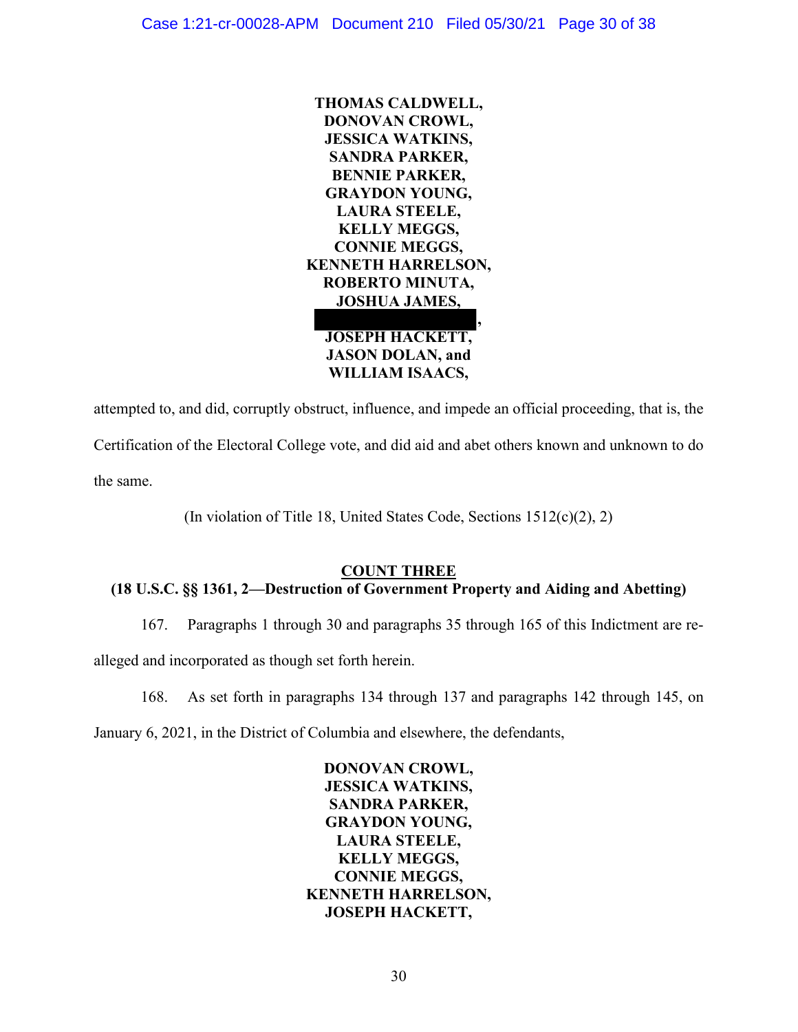**THOMAS CALDWELL,**
**DONOVAN CROWL,**
**JESSICA WATKINS,**
**SANDRA PARKER,**
**BENNIE PARKER,**
**GRAYDON YOUNG,**
**LAURA STEELE,**
**KELLY MEGGS,**
**CONNIE MEGGS,**
**KENNETH HARRELSON,**
**ROBERTO MINUTA,**
**JOSHUA JAMES,**
**[REDACTED],**
**JOSEPH HACKETT,**
**JASON DOLAN, and**
**WILLIAM ISAACS,**

attempted to, and did, corruptly obstruct, influence, and impede an official proceeding, that is, the Certification of the Electoral College vote, and did aid and abet others known and unknown to do the same.

(In violation of Title 18, United States Code, Sections 1512(c)(2), 2)

## COUNT THREE
**(18 U.S.C. §§ 1361, 2—Destruction of Government Property and Aiding and Abetting)**

167. Paragraphs 1 through 30 and paragraphs 35 through 165 of this Indictment are re-alleged and incorporated as though set forth herein.

168. As set forth in paragraphs 134 through 137 and paragraphs 142 through 145, on January 6, 2021, in the District of Columbia and elsewhere, the defendants,

**DONOVAN CROWL,**
**JESSICA WATKINS,**
**SANDRA PARKER,**
**GRAYDON YOUNG,**
**LAURA STEELE,**
**KELLY MEGGS,**
**CONNIE MEGGS,**
**KENNETH HARRELSON,**
**JOSEPH HACKETT,**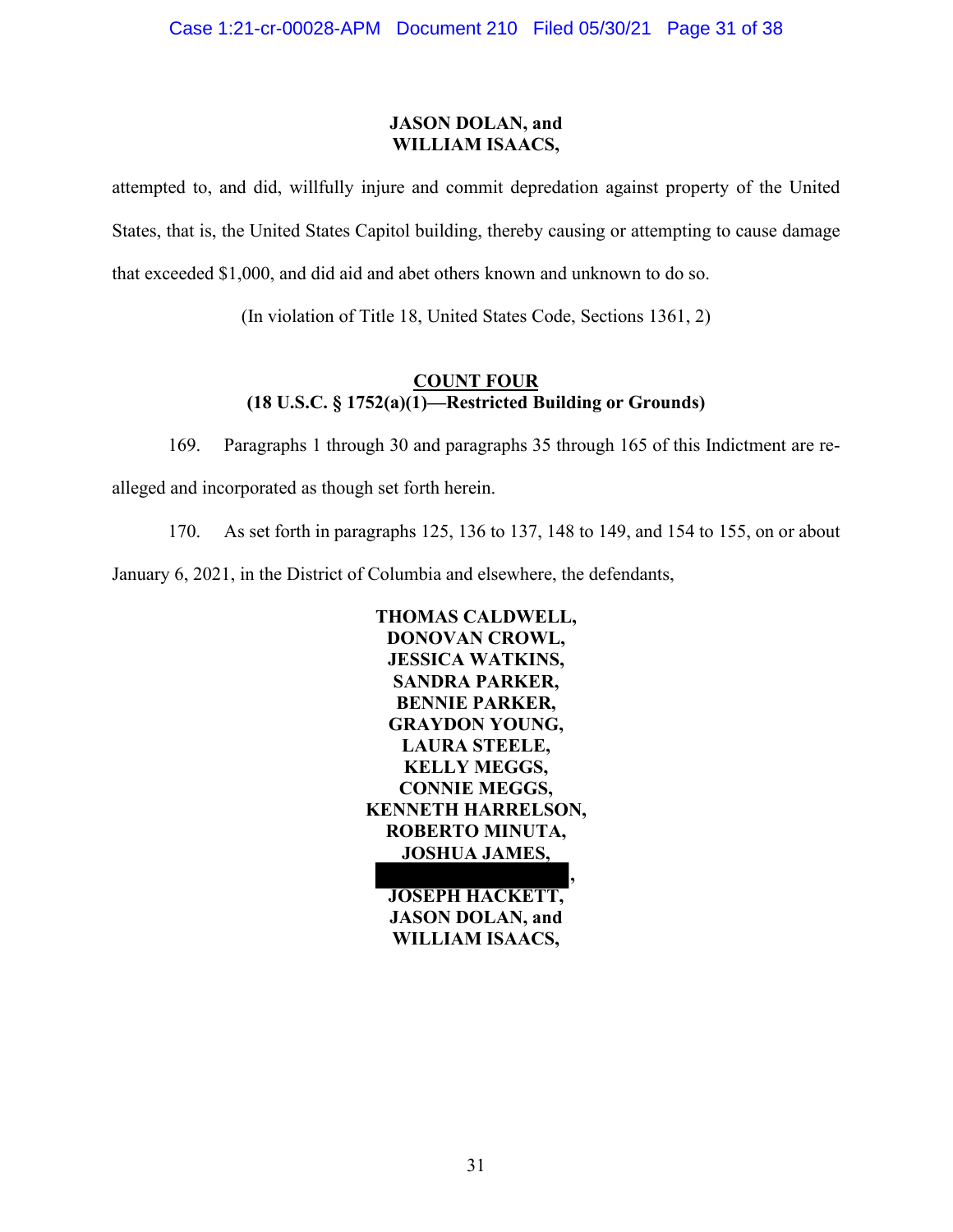**JASON DOLAN, and**
**WILLIAM ISAACS,**

attempted to, and did, willfully injure and commit depredation against property of the United States, that is, the United States Capitol building, thereby causing or attempting to cause damage that exceeded $1,000, and did aid and abet others known and unknown to do so.

(In violation of Title 18, United States Code, Sections 1361, 2)

**COUNT FOUR**
**(18 U.S.C. § 1752(a)(1)—Restricted Building or Grounds)**

169. Paragraphs 1 through 30 and paragraphs 35 through 165 of this Indictment are re-alleged and incorporated as though set forth herein.

170. As set forth in paragraphs 125, 136 to 137, 148 to 149, and 154 to 155, on or about January 6, 2021, in the District of Columbia and elsewhere, the defendants,

**THOMAS CALDWELL,**
**DONOVAN CROWL,**
**JESSICA WATKINS,**
**SANDRA PARKER,**
**BENNIE PARKER,**
**GRAYDON YOUNG,**
**LAURA STEELE,**
**KELLY MEGGS,**
**CONNIE MEGGS,**
**KENNETH HARRELSON,**
**ROBERTO MINUTA,**
**JOSHUA JAMES,**
**[REDACTED],**
**JOSEPH HACKETT,**
**JASON DOLAN, and**
**WILLIAM ISAACS,**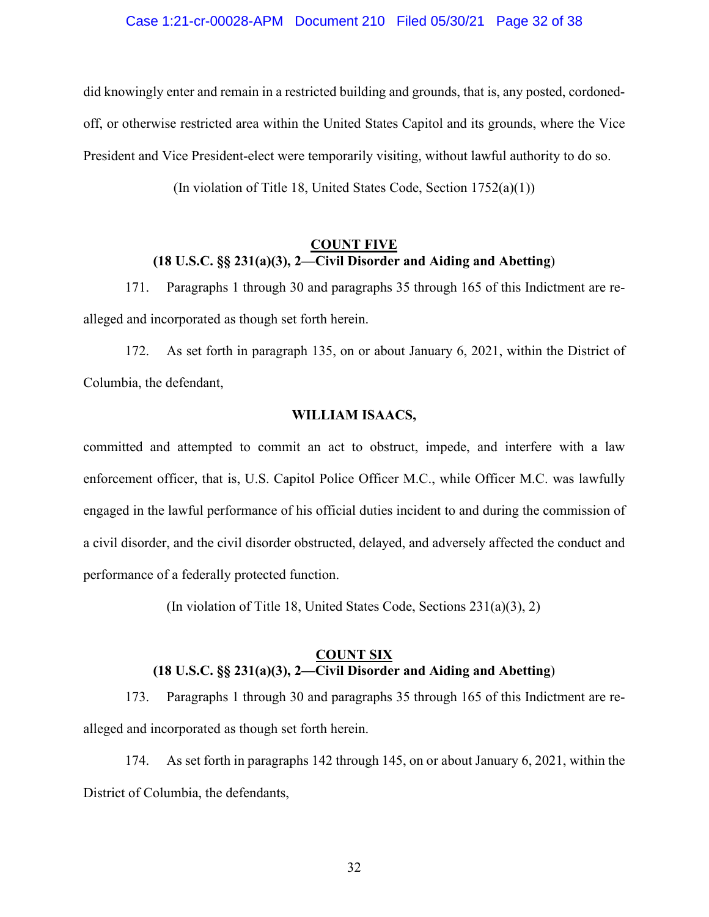did knowingly enter and remain in a restricted building and grounds, that is, any posted, cordoned-off, or otherwise restricted area within the United States Capitol and its grounds, where the Vice President and Vice President-elect were temporarily visiting, without lawful authority to do so.

(In violation of Title 18, United States Code, Section 1752(a)(1))

**COUNT FIVE**
**(18 U.S.C. §§ 231(a)(3), 2—Civil Disorder and Aiding and Abetting)**

171. Paragraphs 1 through 30 and paragraphs 35 through 165 of this Indictment are re-alleged and incorporated as though set forth herein.

172. As set forth in paragraph 135, on or about January 6, 2021, within the District of Columbia, the defendant,

**WILLIAM ISAACS,**

committed and attempted to commit an act to obstruct, impede, and interfere with a law enforcement officer, that is, U.S. Capitol Police Officer M.C., while Officer M.C. was lawfully engaged in the lawful performance of his official duties incident to and during the commission of a civil disorder, and the civil disorder obstructed, delayed, and adversely affected the conduct and performance of a federally protected function.

(In violation of Title 18, United States Code, Sections 231(a)(3), 2)

**COUNT SIX**
**(18 U.S.C. §§ 231(a)(3), 2—Civil Disorder and Aiding and Abetting)**

173. Paragraphs 1 through 30 and paragraphs 35 through 165 of this Indictment are re-alleged and incorporated as though set forth herein.

174. As set forth in paragraphs 142 through 145, on or about January 6, 2021, within the District of Columbia, the defendants,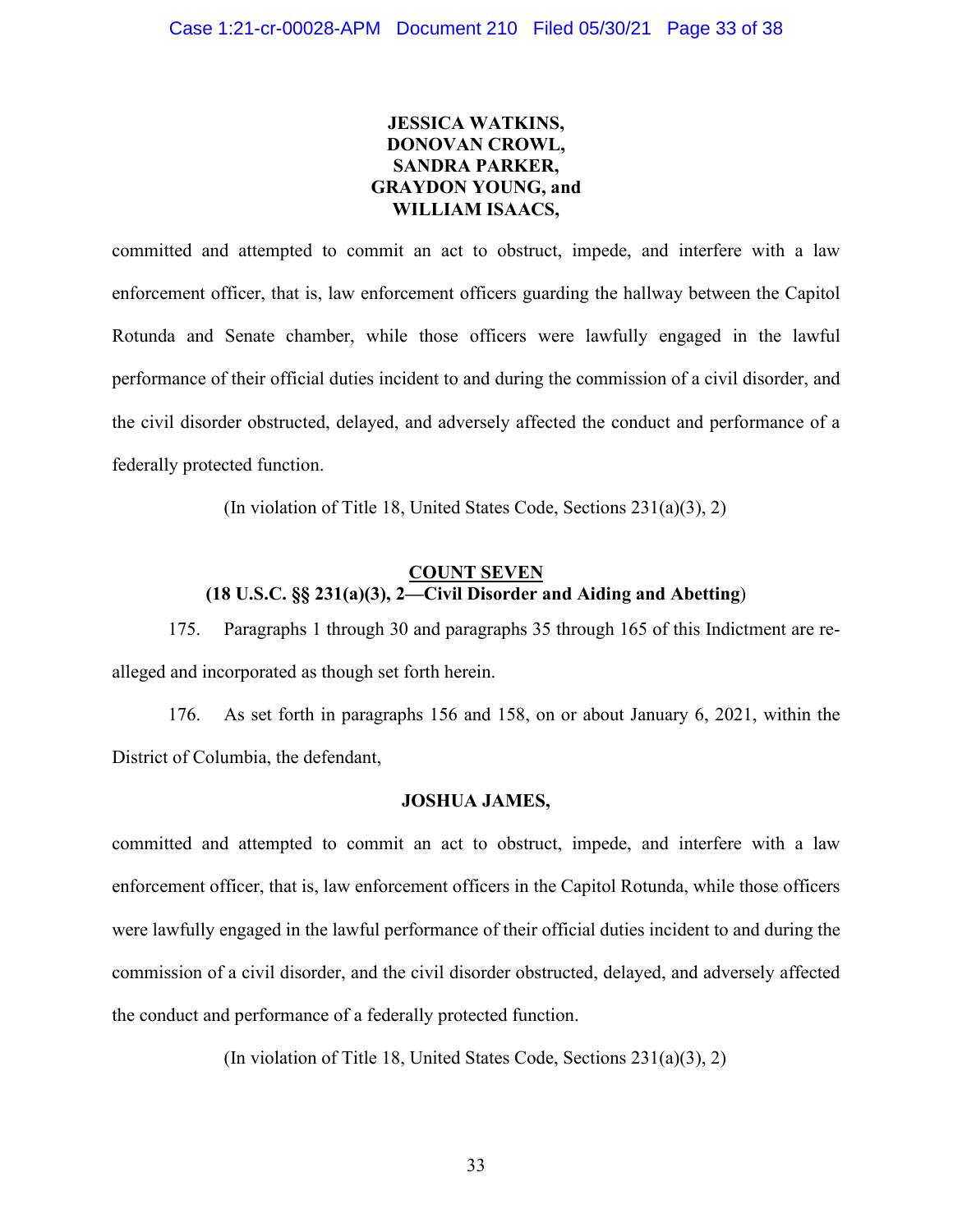**JESSICA WATKINS,**
**DONOVAN CROWL,**
**SANDRA PARKER,**
**GRAYDON YOUNG, and**
**WILLIAM ISAACS,**

committed and attempted to commit an act to obstruct, impede, and interfere with a law enforcement officer, that is, law enforcement officers guarding the hallway between the Capitol Rotunda and Senate chamber, while those officers were lawfully engaged in the lawful performance of their official duties incident to and during the commission of a civil disorder, and the civil disorder obstructed, delayed, and adversely affected the conduct and performance of a federally protected function.

(In violation of Title 18, United States Code, Sections 231(a)(3), 2)

## COUNT SEVEN
**(18 U.S.C. §§ 231(a)(3), 2—Civil Disorder and Aiding and Abetting)**

175. Paragraphs 1 through 30 and paragraphs 35 through 165 of this Indictment are re-alleged and incorporated as though set forth herein.

176. As set forth in paragraphs 156 and 158, on or about January 6, 2021, within the District of Columbia, the defendant,

**JOSHUA JAMES,**

committed and attempted to commit an act to obstruct, impede, and interfere with a law enforcement officer, that is, law enforcement officers in the Capitol Rotunda, while those officers were lawfully engaged in the lawful performance of their official duties incident to and during the commission of a civil disorder, and the civil disorder obstructed, delayed, and adversely affected the conduct and performance of a federally protected function.

(In violation of Title 18, United States Code, Sections 231(a)(3), 2)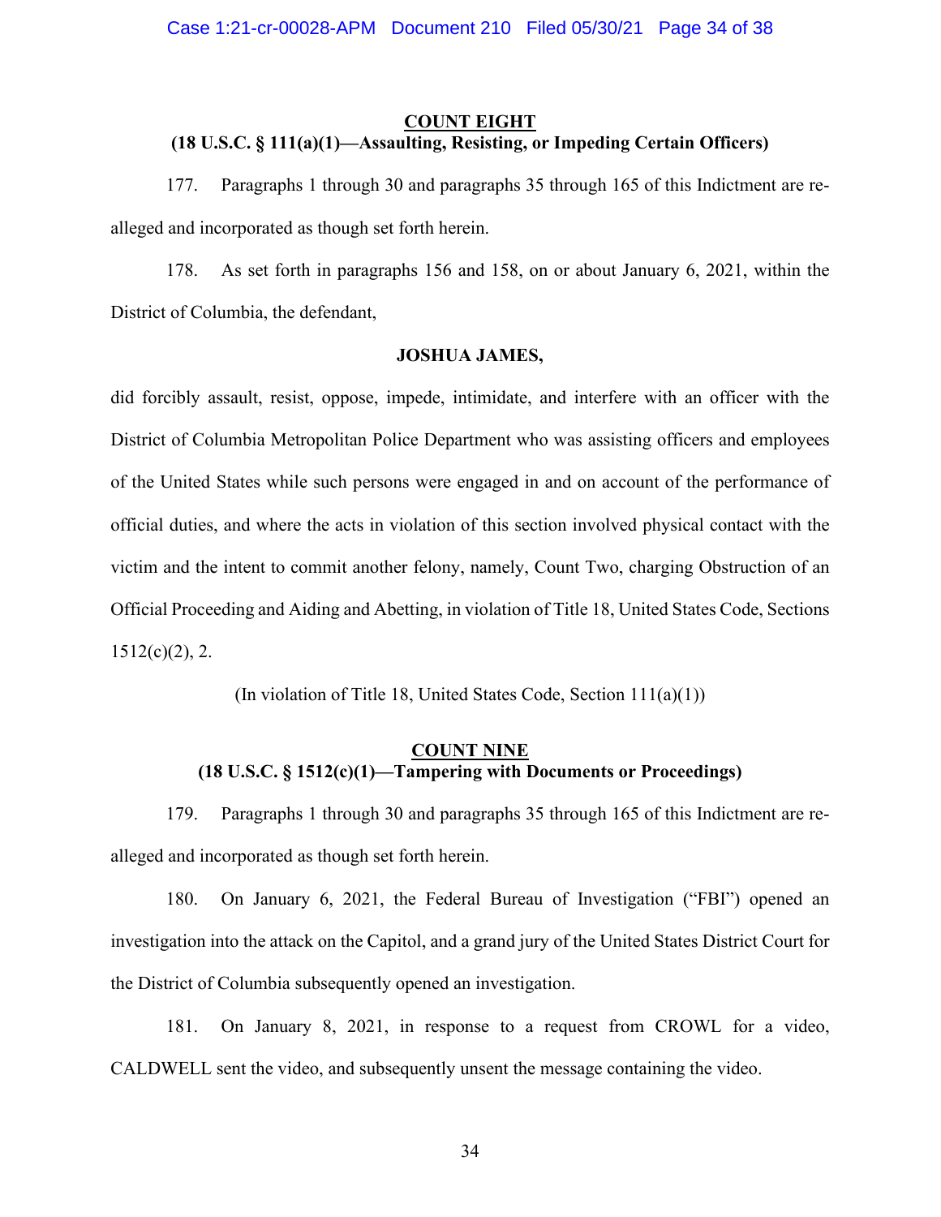**COUNT EIGHT**
**(18 U.S.C. § 111(a)(1)—Assaulting, Resisting, or Impeding Certain Officers)**

177. Paragraphs 1 through 30 and paragraphs 35 through 165 of this Indictment are re-alleged and incorporated as though set forth herein.

178. As set forth in paragraphs 156 and 158, on or about January 6, 2021, within the District of Columbia, the defendant,

**JOSHUA JAMES,**

did forcibly assault, resist, oppose, impede, intimidate, and interfere with an officer with the District of Columbia Metropolitan Police Department who was assisting officers and employees of the United States while such persons were engaged in and on account of the performance of official duties, and where the acts in violation of this section involved physical contact with the victim and the intent to commit another felony, namely, Count Two, charging Obstruction of an Official Proceeding and Aiding and Abetting, in violation of Title 18, United States Code, Sections 1512(c)(2), 2.

(In violation of Title 18, United States Code, Section 111(a)(1))

**COUNT NINE**
**(18 U.S.C. § 1512(c)(1)—Tampering with Documents or Proceedings)**

179. Paragraphs 1 through 30 and paragraphs 35 through 165 of this Indictment are re-alleged and incorporated as though set forth herein.

180. On January 6, 2021, the Federal Bureau of Investigation ("FBI") opened an investigation into the attack on the Capitol, and a grand jury of the United States District Court for the District of Columbia subsequently opened an investigation.

181. On January 8, 2021, in response to a request from CROWL for a video, CALDWELL sent the video, and subsequently unsent the message containing the video.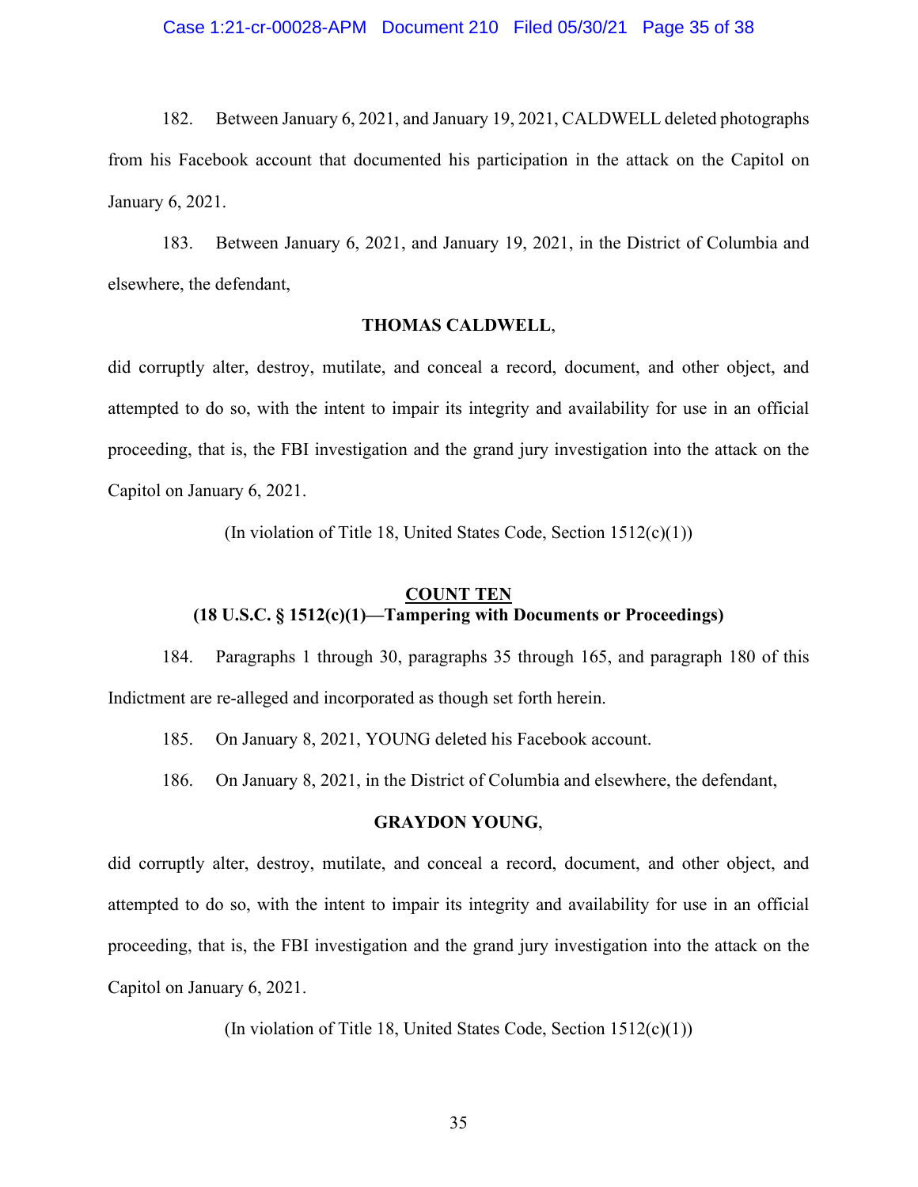182. Between January 6, 2021, and January 19, 2021, CALDWELL deleted photographs from his Facebook account that documented his participation in the attack on the Capitol on January 6, 2021.

183. Between January 6, 2021, and January 19, 2021, in the District of Columbia and elsewhere, the defendant,

**THOMAS CALDWELL**,

did corruptly alter, destroy, mutilate, and conceal a record, document, and other object, and attempted to do so, with the intent to impair its integrity and availability for use in an official proceeding, that is, the FBI investigation and the grand jury investigation into the attack on the Capitol on January 6, 2021.

(In violation of Title 18, United States Code, Section 1512(c)(1))

## COUNT TEN
## (18 U.S.C. § 1512(c)(1)—Tampering with Documents or Proceedings)

184. Paragraphs 1 through 30, paragraphs 35 through 165, and paragraph 180 of this Indictment are re-alleged and incorporated as though set forth herein.

185. On January 8, 2021, YOUNG deleted his Facebook account.

186. On January 8, 2021, in the District of Columbia and elsewhere, the defendant,

**GRAYDON YOUNG**,

did corruptly alter, destroy, mutilate, and conceal a record, document, and other object, and attempted to do so, with the intent to impair its integrity and availability for use in an official proceeding, that is, the FBI investigation and the grand jury investigation into the attack on the Capitol on January 6, 2021.

(In violation of Title 18, United States Code, Section 1512(c)(1))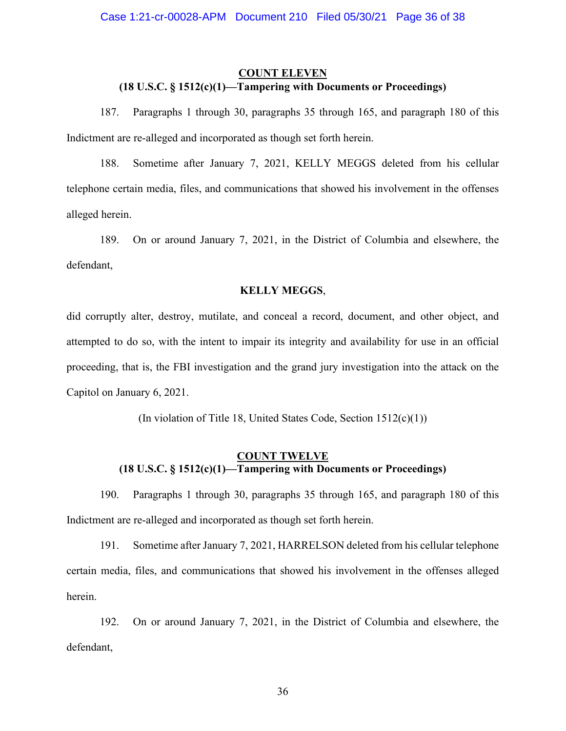**COUNT ELEVEN**
**(18 U.S.C. § 1512(c)(1)—Tampering with Documents or Proceedings)**

187. Paragraphs 1 through 30, paragraphs 35 through 165, and paragraph 180 of this Indictment are re-alleged and incorporated as though set forth herein.

188. Sometime after January 7, 2021, KELLY MEGGS deleted from his cellular telephone certain media, files, and communications that showed his involvement in the offenses alleged herein.

189. On or around January 7, 2021, in the District of Columbia and elsewhere, the defendant,

**KELLY MEGGS**,

did corruptly alter, destroy, mutilate, and conceal a record, document, and other object, and attempted to do so, with the intent to impair its integrity and availability for use in an official proceeding, that is, the FBI investigation and the grand jury investigation into the attack on the Capitol on January 6, 2021.

(In violation of Title 18, United States Code, Section 1512(c)(1))

**COUNT TWELVE**
**(18 U.S.C. § 1512(c)(1)—Tampering with Documents or Proceedings)**

190. Paragraphs 1 through 30, paragraphs 35 through 165, and paragraph 180 of this Indictment are re-alleged and incorporated as though set forth herein.

191. Sometime after January 7, 2021, HARRELSON deleted from his cellular telephone certain media, files, and communications that showed his involvement in the offenses alleged herein.

192. On or around January 7, 2021, in the District of Columbia and elsewhere, the defendant,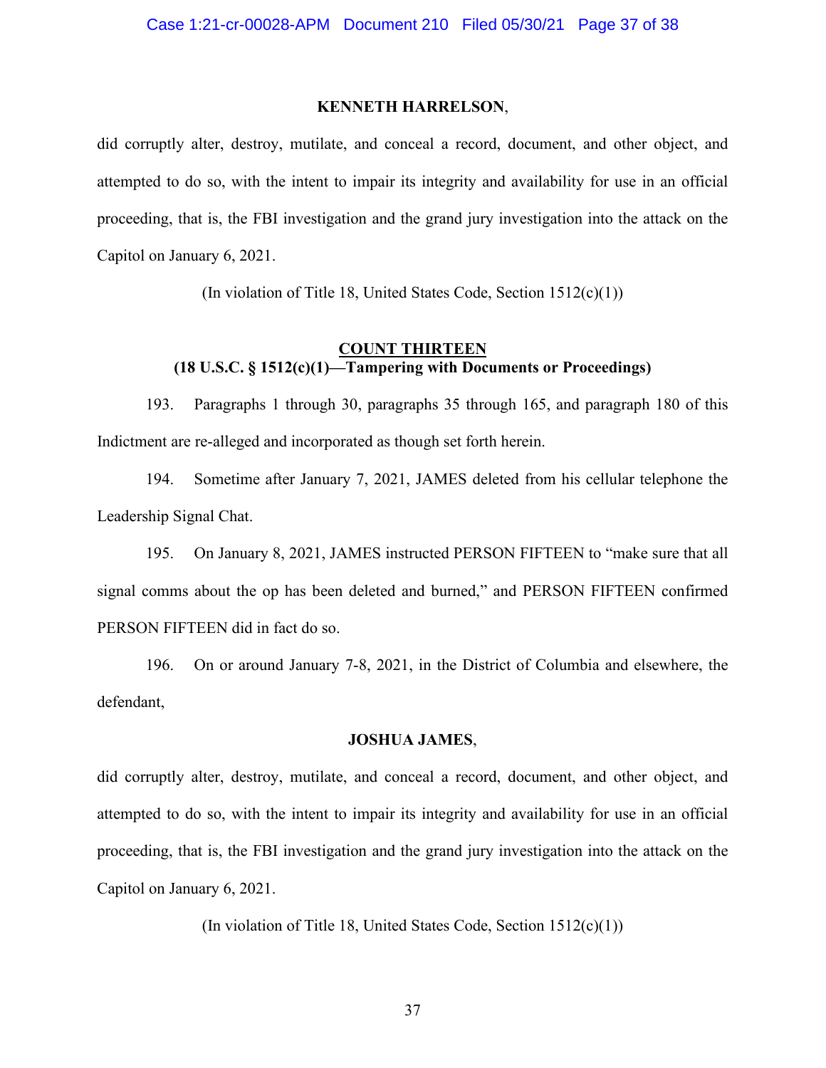**KENNETH HARRELSON**,

did corruptly alter, destroy, mutilate, and conceal a record, document, and other object, and attempted to do so, with the intent to impair its integrity and availability for use in an official proceeding, that is, the FBI investigation and the grand jury investigation into the attack on the Capitol on January 6, 2021.

(In violation of Title 18, United States Code, Section 1512(c)(1))

## COUNT THIRTEEN
### (18 U.S.C. § 1512(c)(1)—Tampering with Documents or Proceedings)

193. Paragraphs 1 through 30, paragraphs 35 through 165, and paragraph 180 of this Indictment are re-alleged and incorporated as though set forth herein.

194. Sometime after January 7, 2021, JAMES deleted from his cellular telephone the Leadership Signal Chat.

195. On January 8, 2021, JAMES instructed PERSON FIFTEEN to "make sure that all signal comms about the op has been deleted and burned," and PERSON FIFTEEN confirmed PERSON FIFTEEN did in fact do so.

196. On or around January 7-8, 2021, in the District of Columbia and elsewhere, the defendant,

**JOSHUA JAMES**,

did corruptly alter, destroy, mutilate, and conceal a record, document, and other object, and attempted to do so, with the intent to impair its integrity and availability for use in an official proceeding, that is, the FBI investigation and the grand jury investigation into the attack on the Capitol on January 6, 2021.

(In violation of Title 18, United States Code, Section 1512(c)(1))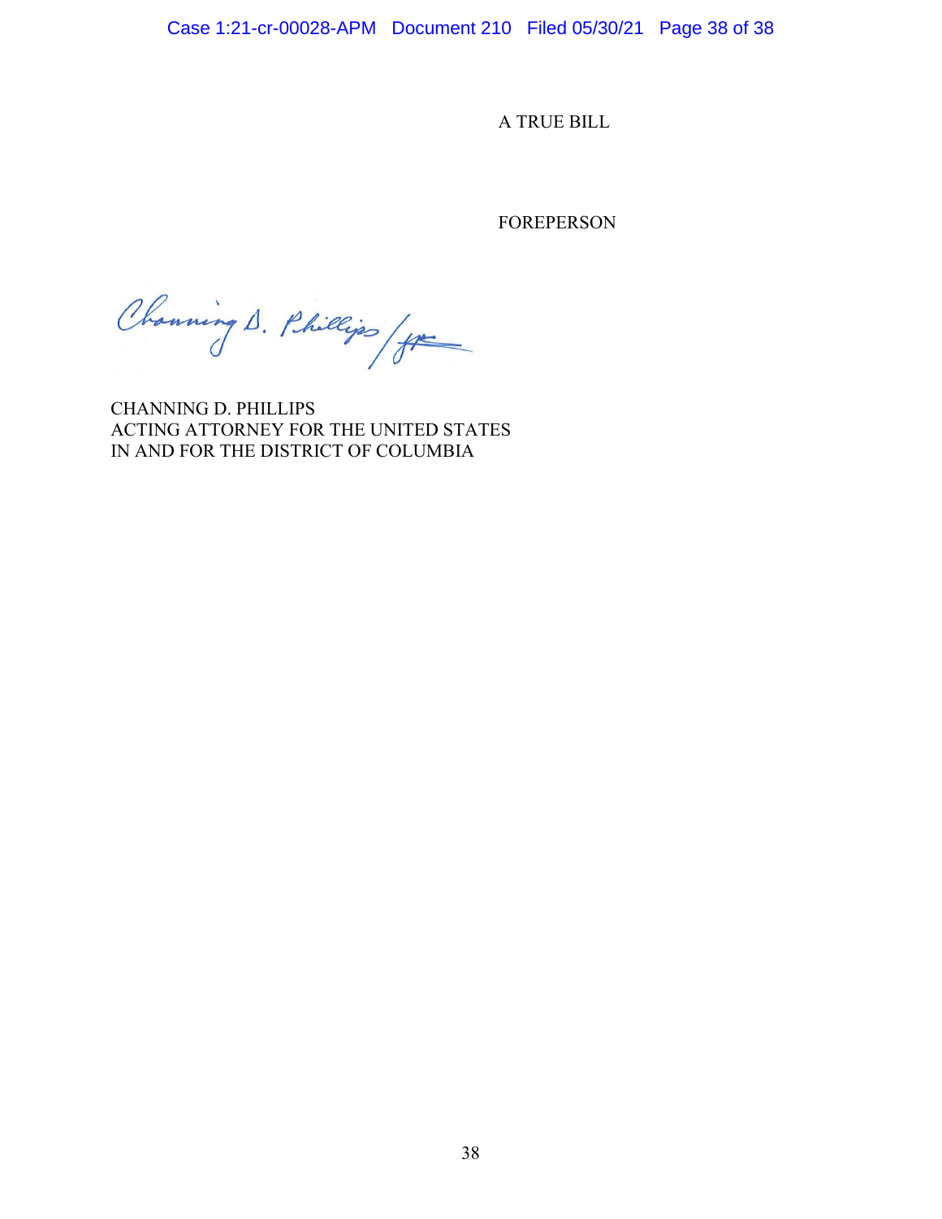A TRUE BILL

FOREPERSON

Channing D. Phillips /jpe

CHANNING D. PHILLIPS
ACTING ATTORNEY FOR THE UNITED STATES
IN AND FOR THE DISTRICT OF COLUMBIA